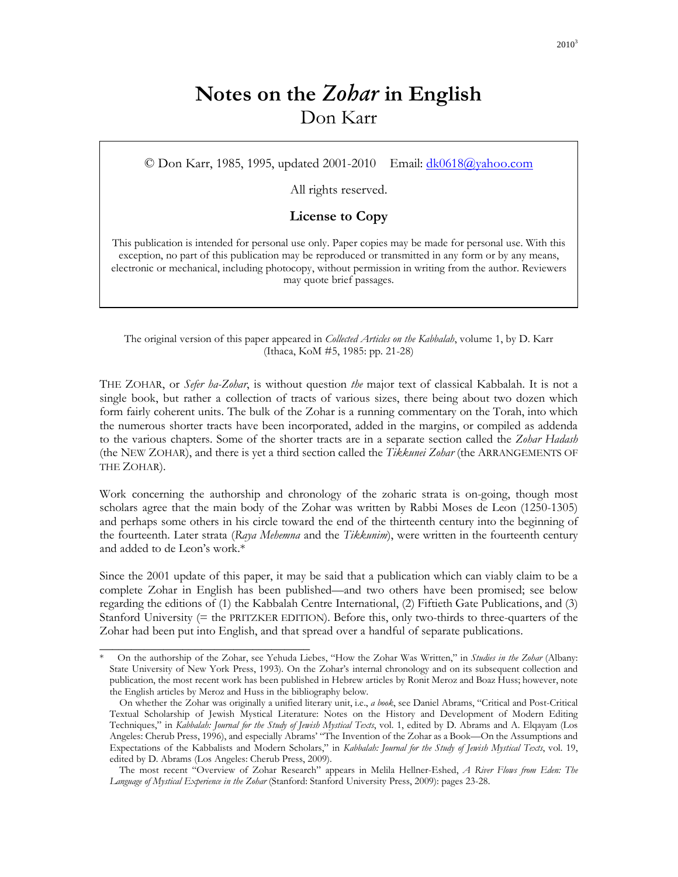# Notes on the *Zohar* in English

Don Karr

© Don Karr, 1985, 1995, updated 2001-2010 Email: dk0618@yahoo.com

All rights reserved.

**License to Copy**

This publication is intended for personal use only. Paper copies may be made for personal use. With this exception, no part of this publication may be reproduced or transmitted in any form or by any means, electronic or mechanical, including photocopy, without permission in writing from the author. Reviewers may quote brief passages.

The original version of this paper appeared in *Collected Articles on the Kabbalah*, volume 1, by D. Karr (Ithaca, KoM #5, 1985: pp. 21-28)

THE ZOHAR, or *Sefer ha-Zohar*, is without question *the* major text of classical Kabbalah. It is not a single book, but rather a collection of tracts of various sizes, there being about two dozen which form fairly coherent units. The bulk of the Zohar is a running commentary on the Torah, into which the numerous shorter tracts have been incorporated, added in the margins, or compiled as addenda to the various chapters. Some of the shorter tracts are in a separate section called the *Zohar Hadash* (the NEW ZOHAR), and there is yet a third section called the *Tikkunei Zohar* (the ARRANGEMENTS OF THE ZOHAR).

Work concerning the authorship and chronology of the zoharic strata is on-going, though most scholars agree that the main body of the Zohar was written by Rabbi Moses de Leon (1250-1305) and perhaps some others in his circle toward the end of the thirteenth century into the beginning of the fourteenth. Later strata (*Raya Mehemna* and the *Tikkunim*), were written in the fourteenth century and added to de Leon's work.*

Since the 2001 update of this paper, it may be said that a publication which can viably claim to be a complete Zohar in English has been published—and two others have been promised; see below regarding the editions of (1) the Kabbalah Centre International, (2) Fiftieth Gate Publications, and (3) Stanford University (= the PRITZKER EDITION). Before this, only two-thirds to three-quarters of the Zohar had been put into English, and that spread over a handful of separate publications.

---

\* On the authorship of the Zohar, see Yehuda Liebes, "How the Zohar Was Written," in *Studies in the Zohar* (Albany: State University of New York Press, 1993). On the Zohar's internal chronology and on its subsequent collection and publication, the most recent work has been published in Hebrew articles by Ronit Meroz and Boaz Huss; however, note the English articles by Meroz and Huss in the bibliography below.

On whether the Zohar was originally a unified literary unit, i.e., *a book*, see Daniel Abrams, "Critical and Post-Critical Textual Scholarship of Jewish Mystical Literature: Notes on the History and Development of Modern Editing Techniques," in *Kabbalah: Journal for the Study of Jewish Mystical Texts*, vol. 1, edited by D. Abrams and A. Elqayam (Los Angeles: Cherub Press, 1996), and especially Abrams' "The Invention of the Zohar as a Book—On the Assumptions and Expectations of the Kabbalists and Modern Scholars," in *Kabbalah: Journal for the Study of Jewish Mystical Texts*, vol. 19, edited by D. Abrams (Los Angeles: Cherub Press, 2009).

The most recent "Overview of Zohar Research" appears in Melila Hellner-Eshed, *A River Flows from Eden: The Language of Mystical Experience in the Zohar* (Stanford: Stanford University Press, 2009): pages 23-28.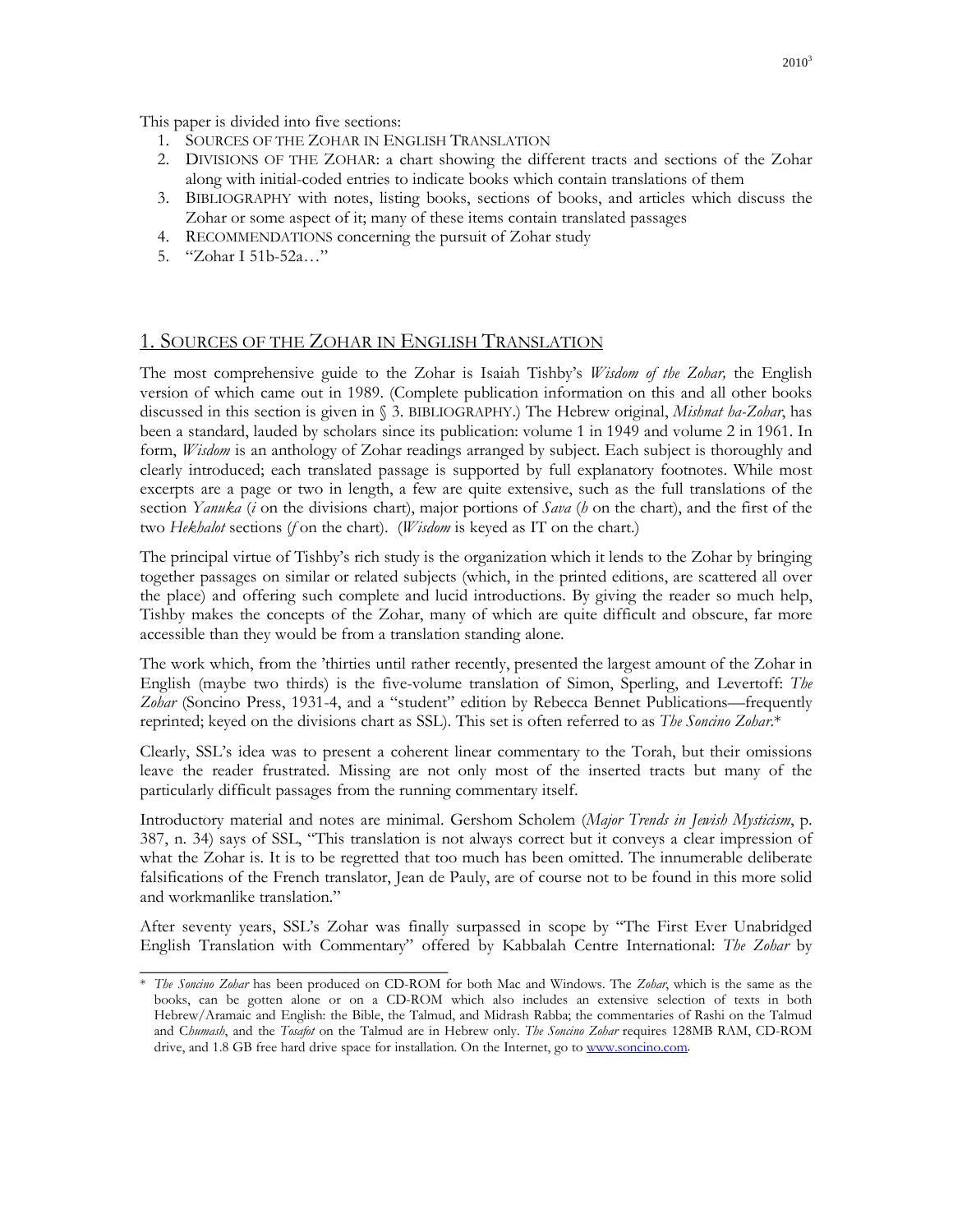This paper is divided into five sections:

1. Sources of the Zohar in English Translation
2. Divisions of the Zohar: a chart showing the different tracts and sections of the Zohar along with initial-coded entries to indicate books which contain translations of them
3. Bibliography with notes, listing books, sections of books, and articles which discuss the Zohar or some aspect of it; many of these items contain translated passages
4. Recommendations concerning the pursuit of Zohar study
5. "Zohar I 51b-52a…"

## 1. Sources of the Zohar in English Translation

The most comprehensive guide to the Zohar is Isaiah Tishby's *Wisdom of the Zohar,* the English version of which came out in 1989. (Complete publication information on this and all other books discussed in this section is given in § 3. Bibliography.) The Hebrew original, *Mishnat ha-Zohar*, has been a standard, lauded by scholars since its publication: volume 1 in 1949 and volume 2 in 1961. In form, *Wisdom* is an anthology of Zohar readings arranged by subject. Each subject is thoroughly and clearly introduced; each translated passage is supported by full explanatory footnotes. While most excerpts are a page or two in length, a few are quite extensive, such as the full translations of the section *Yanuka* (*i* on the divisions chart), major portions of *Sava* (*h* on the chart), and the first of the two *Hekhalot* sections (*f* on the chart). (*Wisdom* is keyed as IT on the chart.)

The principal virtue of Tishby's rich study is the organization which it lends to the Zohar by bringing together passages on similar or related subjects (which, in the printed editions, are scattered all over the place) and offering such complete and lucid introductions. By giving the reader so much help, Tishby makes the concepts of the Zohar, many of which are quite difficult and obscure, far more accessible than they would be from a translation standing alone.

The work which, from the 'thirties until rather recently, presented the largest amount of the Zohar in English (maybe two thirds) is the five-volume translation of Simon, Sperling, and Levertoff: *The Zohar* (Soncino Press, 1931-4, and a "student" edition by Rebecca Bennet Publications—frequently reprinted; keyed on the divisions chart as SSL). This set is often referred to as *The Soncino Zohar*.*

Clearly, SSL's idea was to present a coherent linear commentary to the Torah, but their omissions leave the reader frustrated. Missing are not only most of the inserted tracts but many of the particularly difficult passages from the running commentary itself.

Introductory material and notes are minimal. Gershom Scholem (*Major Trends in Jewish Mysticism*, p. 387, n. 34) says of SSL, "This translation is not always correct but it conveys a clear impression of what the Zohar is. It is to be regretted that too much has been omitted. The innumerable deliberate falsifications of the French translator, Jean de Pauly, are of course not to be found in this more solid and workmanlike translation."

After seventy years, SSL's Zohar was finally surpassed in scope by "The First Ever Unabridged English Translation with Commentary" offered by Kabbalah Centre International: *The Zohar* by

---

\* *The Soncino Zohar* has been produced on CD-ROM for both Mac and Windows. The *Zohar*, which is the same as the books, can be gotten alone or on a CD-ROM which also includes an extensive selection of texts in both Hebrew/Aramaic and English: the Bible, the Talmud, and Midrash Rabba; the commentaries of Rashi on the Talmud and *Chumash*, and the *Tosafot* on the Talmud are in Hebrew only. *The Soncino Zohar* requires 128MB RAM, CD-ROM drive, and 1.8 GB free hard drive space for installation. On the Internet, go to www.soncino.com.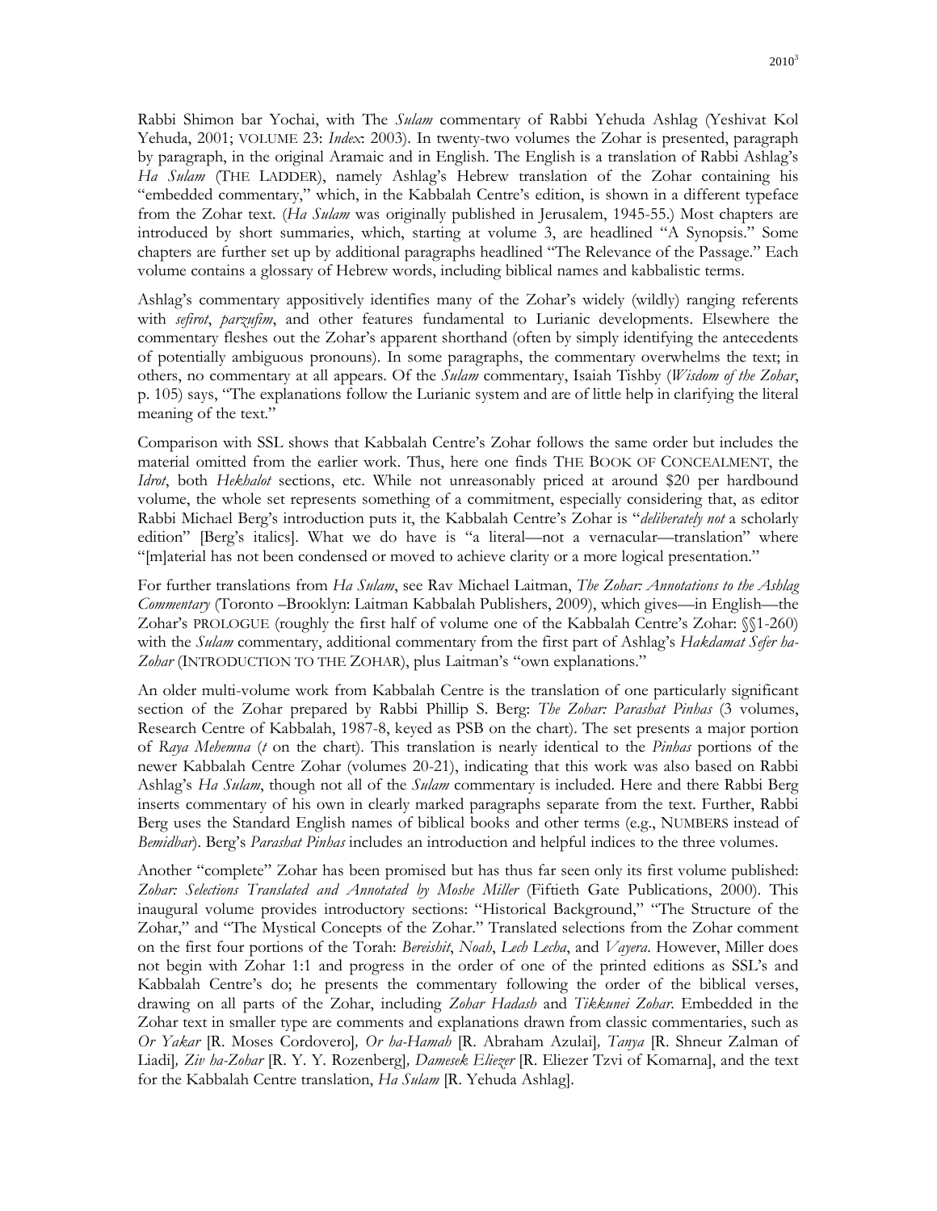Rabbi Shimon bar Yochai, with The *Sulam* commentary of Rabbi Yehuda Ashlag (Yeshivat Kol Yehuda, 2001; VOLUME 23: *Index*: 2003). In twenty-two volumes the Zohar is presented, paragraph by paragraph, in the original Aramaic and in English. The English is a translation of Rabbi Ashlag's *Ha Sulam* (THE LADDER), namely Ashlag's Hebrew translation of the Zohar containing his "embedded commentary," which, in the Kabbalah Centre's edition, is shown in a different typeface from the Zohar text. (*Ha Sulam* was originally published in Jerusalem, 1945-55.) Most chapters are introduced by short summaries, which, starting at volume 3, are headlined "A Synopsis." Some chapters are further set up by additional paragraphs headlined "The Relevance of the Passage." Each volume contains a glossary of Hebrew words, including biblical names and kabbalistic terms.

Ashlag's commentary appositively identifies many of the Zohar's widely (wildly) ranging referents with *sefirot*, *parzufim*, and other features fundamental to Lurianic developments. Elsewhere the commentary fleshes out the Zohar's apparent shorthand (often by simply identifying the antecedents of potentially ambiguous pronouns). In some paragraphs, the commentary overwhelms the text; in others, no commentary at all appears. Of the *Sulam* commentary, Isaiah Tishby (*Wisdom of the Zohar*, p. 105) says, "The explanations follow the Lurianic system and are of little help in clarifying the literal meaning of the text."

Comparison with SSL shows that Kabbalah Centre's Zohar follows the same order but includes the material omitted from the earlier work. Thus, here one finds THE BOOK OF CONCEALMENT, the *Idrot*, both *Hekhalot* sections, etc. While not unreasonably priced at around $20 per hardbound volume, the whole set represents something of a commitment, especially considering that, as editor Rabbi Michael Berg's introduction puts it, the Kabbalah Centre's Zohar is "*deliberately not* a scholarly edition" [Berg's italics]. What we do have is "a literal—not a vernacular—translation" where "[m]aterial has not been condensed or moved to achieve clarity or a more logical presentation."

For further translations from *Ha Sulam*, see Rav Michael Laitman, *The Zohar: Annotations to the Ashlag Commentary* (Toronto –Brooklyn: Laitman Kabbalah Publishers, 2009), which gives—in English—the Zohar's PROLOGUE (roughly the first half of volume one of the Kabbalah Centre's Zohar: §§1-260) with the *Sulam* commentary, additional commentary from the first part of Ashlag's *Hakdamat Sefer ha-Zohar* (INTRODUCTION TO THE ZOHAR), plus Laitman's "own explanations."

An older multi-volume work from Kabbalah Centre is the translation of one particularly significant section of the Zohar prepared by Rabbi Phillip S. Berg: *The Zohar: Parashat Pinhas* (3 volumes, Research Centre of Kabbalah, 1987-8, keyed as PSB on the chart). The set presents a major portion of *Raya Mehemna* (*t* on the chart). This translation is nearly identical to the *Pinhas* portions of the newer Kabbalah Centre Zohar (volumes 20-21), indicating that this work was also based on Rabbi Ashlag's *Ha Sulam*, though not all of the *Sulam* commentary is included. Here and there Rabbi Berg inserts commentary of his own in clearly marked paragraphs separate from the text. Further, Rabbi Berg uses the Standard English names of biblical books and other terms (e.g., NUMBERS instead of *Bemidbar*). Berg's *Parashat Pinhas* includes an introduction and helpful indices to the three volumes.

Another "complete" Zohar has been promised but has thus far seen only its first volume published: *Zohar: Selections Translated and Annotated by Moshe Miller* (Fiftieth Gate Publications, 2000). This inaugural volume provides introductory sections: "Historical Background," "The Structure of the Zohar," and "The Mystical Concepts of the Zohar." Translated selections from the Zohar comment on the first four portions of the Torah: *Bereishit*, *Noah*, *Lech Lecha*, and *Vayera*. However, Miller does not begin with Zohar 1:1 and progress in the order of one of the printed editions as SSL's and Kabbalah Centre's do; he presents the commentary following the order of the biblical verses, drawing on all parts of the Zohar, including *Zohar Hadash* and *Tikkunei Zohar*. Embedded in the Zohar text in smaller type are comments and explanations drawn from classic commentaries, such as *Or Yakar* [R. Moses Cordovero]*, Or ha-Hamah* [R. Abraham Azulai]*, Tanya* [R. Shneur Zalman of Liadi]*, Ziv ha-Zohar* [R. Y. Y. Rozenberg]*, Damesek Eliezer* [R. Eliezer Tzvi of Komarna], and the text for the Kabbalah Centre translation, *Ha Sulam* [R. Yehuda Ashlag].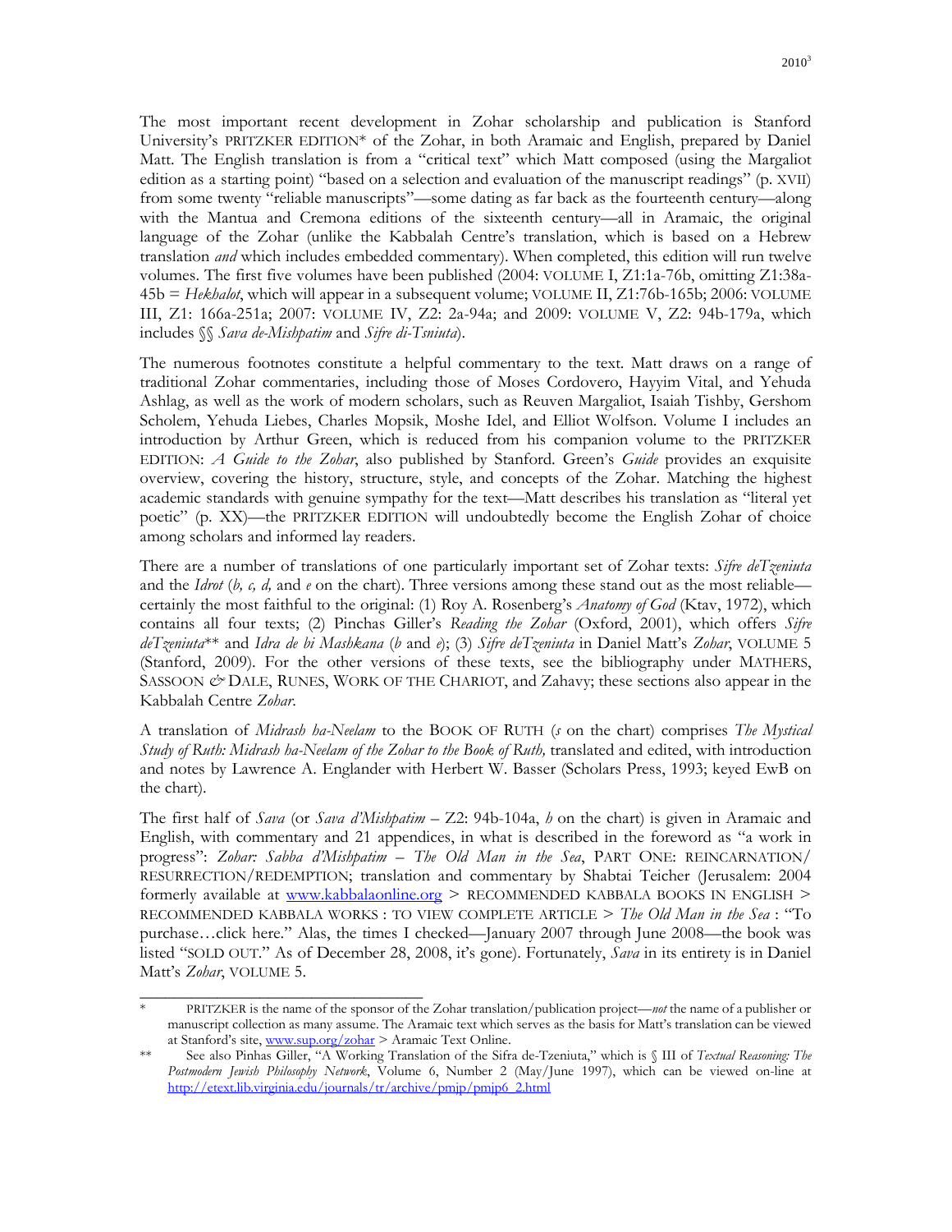The most important recent development in Zohar scholarship and publication is Stanford University's PRITZKER EDITION* of the Zohar, in both Aramaic and English, prepared by Daniel Matt. The English translation is from a "critical text" which Matt composed (using the Margaliot edition as a starting point) "based on a selection and evaluation of the manuscript readings" (p. XVII) from some twenty "reliable manuscripts"—some dating as far back as the fourteenth century—along with the Mantua and Cremona editions of the sixteenth century—all in Aramaic, the original language of the Zohar (unlike the Kabbalah Centre's translation, which is based on a Hebrew translation *and* which includes embedded commentary). When completed, this edition will run twelve volumes. The first five volumes have been published (2004: VOLUME I, Z1:1a-76b, omitting Z1:38a-45b = *Hekhalot*, which will appear in a subsequent volume; VOLUME II, Z1:76b-165b; 2006: VOLUME III, Z1: 166a-251a; 2007: VOLUME IV, Z2: 2a-94a; and 2009: VOLUME V, Z2: 94b-179a, which includes §§ *Sava de-Mishpatim* and *Sifre di-Tsniuta*).

The numerous footnotes constitute a helpful commentary to the text. Matt draws on a range of traditional Zohar commentaries, including those of Moses Cordovero, Hayyim Vital, and Yehuda Ashlag, as well as the work of modern scholars, such as Reuven Margaliot, Isaiah Tishby, Gershom Scholem, Yehuda Liebes, Charles Mopsik, Moshe Idel, and Elliot Wolfson. Volume I includes an introduction by Arthur Green, which is reduced from his companion volume to the PRITZKER EDITION: *A Guide to the Zohar*, also published by Stanford. Green's *Guide* provides an exquisite overview, covering the history, structure, style, and concepts of the Zohar. Matching the highest academic standards with genuine sympathy for the text—Matt describes his translation as "literal yet poetic" (p. XX)—the PRITZKER EDITION will undoubtedly become the English Zohar of choice among scholars and informed lay readers.

There are a number of translations of one particularly important set of Zohar texts: *Sifre deTzeniuta* and the *Idrot* (*b, c, d,* and *e* on the chart). Three versions among these stand out as the most reliable—certainly the most faithful to the original: (1) Roy A. Rosenberg's *Anatomy of God* (Ktav, 1972), which contains all four texts; (2) Pinchas Giller's *Reading the Zohar* (Oxford, 2001), which offers *Sifre deTzeniuta*** and *Idra de bi Mashkana* (*b* and *e*); (3) *Sifre deTzeniuta* in Daniel Matt's *Zohar*, VOLUME 5 (Stanford, 2009). For the other versions of these texts, see the bibliography under MATHERS, SASSOON & DALE, RUNES, WORK OF THE CHARIOT, and Zahavy; these sections also appear in the Kabbalah Centre *Zohar*.

A translation of *Midrash ha-Neelam* to the BOOK OF RUTH (*s* on the chart) comprises *The Mystical Study of Ruth: Midrash ha-Neelam of the Zohar to the Book of Ruth,* translated and edited, with introduction and notes by Lawrence A. Englander with Herbert W. Basser (Scholars Press, 1993; keyed EwB on the chart).

The first half of *Sava* (or *Sava d'Mishpatim* – Z2: 94b-104a, *h* on the chart) is given in Aramaic and English, with commentary and 21 appendices, in what is described in the foreword as "a work in progress": *Zohar: Sabba d'Mishpatim – The Old Man in the Sea*, PART ONE: REINCARNATION/ RESURRECTION/REDEMPTION; translation and commentary by Shabtai Teicher (Jerusalem: 2004 formerly available at www.kabbalaonline.org > RECOMMENDED KABBALA BOOKS IN ENGLISH > RECOMMENDED KABBALA WORKS : TO VIEW COMPLETE ARTICLE > *The Old Man in the Sea* : "To purchase…click here." Alas, the times I checked—January 2007 through June 2008—the book was listed "SOLD OUT." As of December 28, 2008, it's gone). Fortunately, *Sava* in its entirety is in Daniel Matt's *Zohar*, VOLUME 5.

---

\* PRITZKER is the name of the sponsor of the Zohar translation/publication project—*not* the name of a publisher or manuscript collection as many assume. The Aramaic text which serves as the basis for Matt's translation can be viewed at Stanford's site, www.sup.org/zohar > Aramaic Text Online.

\*\* See also Pinhas Giller, "A Working Translation of the Sifra de-Tzeniuta," which is § III of *Textual Reasoning: The Postmodern Jewish Philosophy Network*, Volume 6, Number 2 (May/June 1997), which can be viewed on-line at http://etext.lib.virginia.edu/journals/tr/archive/pmjp/pmjp6_2.html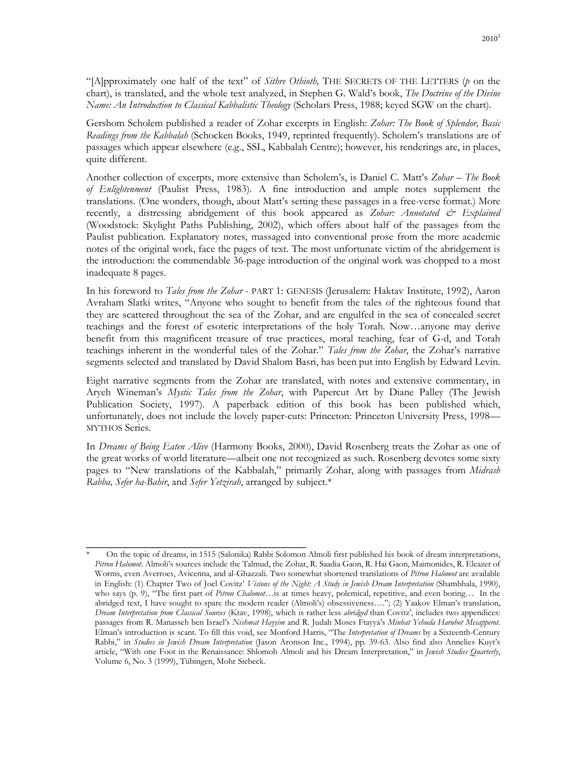"[A]pproximately one half of the text" of *Sithre Othioth,* THE SECRETS OF THE LETTERS (*p* on the chart), is translated, and the whole text analyzed, in Stephen G. Wald's book, *The Doctrine of the Divine Name: An Introduction to Classical Kabbalistic Theology* (Scholars Press, 1988; keyed SGW on the chart).

Gershom Scholem published a reader of Zohar excerpts in English: *Zohar: The Book of Splendor, Basic Readings from the Kabbalah* (Schocken Books, 1949, reprinted frequently). Scholem's translations are of passages which appear elsewhere (e.g., SSL, Kabbalah Centre); however, his renderings are, in places, quite different.

Another collection of excerpts, more extensive than Scholem's, is Daniel C. Matt's *Zohar – The Book of Enlightenment* (Paulist Press, 1983). A fine introduction and ample notes supplement the translations. (One wonders, though, about Matt's setting these passages in a free-verse format.) More recently, a distressing abridgement of this book appeared as *Zohar: Annotated & Explained* (Woodstock: Skylight Paths Publishing, 2002), which offers about half of the passages from the Paulist publication. Explanatory notes, massaged into conventional prose from the more academic notes of the original work, face the pages of text. The most unfortunate victim of the abridgement is the introduction: the commendable 36-page introduction of the original work was chopped to a most inadequate 8 pages.

In his foreword to *Tales from the Zohar* - PART 1: GENESIS (Jerusalem: Haktav Institute, 1992), Aaron Avraham Slatki writes, "Anyone who sought to benefit from the tales of the righteous found that they are scattered throughout the sea of the Zohar, and are engulfed in the sea of concealed secret teachings and the forest of esoteric interpretations of the holy Torah. Now…anyone may derive benefit from this magnificent treasure of true practices, moral teaching, fear of G-d, and Torah teachings inherent in the wonderful tales of the Zohar." *Tales from the Zohar*, the Zohar's narrative segments selected and translated by David Shalom Basri, has been put into English by Edward Levin.

Eight narrative segments from the Zohar are translated, with notes and extensive commentary, in Aryeh Wineman's *Mystic Tales from the Zohar*, with Papercut Art by Diane Palley (The Jewish Publication Society, 1997). A paperback edition of this book has been published which, unfortunately, does not include the lovely paper-cuts: Princeton: Princeton University Press, 1998—MYTHOS Series.

In *Dreams of Being Eaten Alive* (Harmony Books, 2000), David Rosenberg treats the Zohar as one of the great works of world literature—albeit one not recognized as such. Rosenberg devotes some sixty pages to "New translations of the Kabbalah," primarily Zohar, along with passages from *Midrash Rabba, Sefer ha-Bahir*, and *Sefer Yetzirah*, arranged by subject.*

---

\* On the topic of dreams, in 1515 (Salonika) Rabbi Solomon Almoli first published his book of dream interpretations, *Pitron Halomot*. Almoli's sources include the Talmud, the Zohar, R. Saadia Gaon, R. Hai Gaon, Maimonides, R. Eleazer of Worms, even Averroes, Avicenna, and al-Ghazzali. Two somewhat shortened translations of *Pitron Halomot* are available in English: (1) Chapter Two of Joel Covitz' *Visions of the Night: A Study in Jewish Dream Interpretation* (Shambhala, 1990), who says (p. 9), "The first part of *Pitron Chalomot*…is at times heavy, polemical, repetitive, and even boring… In the abridged text, I have sought to spare the modern reader (Almoli's) obsessiveness…."; (2) Yaakov Elman's translation, *Dream Interpretation from Classical Sources* (Ktav, 1998), which is rather less *abridged* than Covitz', includes two appendices: passages from R. Manasseh ben Israel's *Nishmat Hayyim* and R. Judah Moses Ftayya's *Minhat Yehuda Haruhot Mesapperot*. Elman's introduction is scant. To fill this void, see Monford Harris, "The *Interpretation of Dreams* by a Sixteenth-Century Rabbi," in *Studies in Jewish Dream Interpretation* (Jason Aronson Inc., 1994), pp. 39-63. Also find also Annelies Kuyt's article, "With one Foot in the Renaissance: Shlomoh Almoli and his Dream Interpretation," in *Jewish Studies Quarterly*, Volume 6, No. 3 (1999), Tübingen, Mohr Siebeck.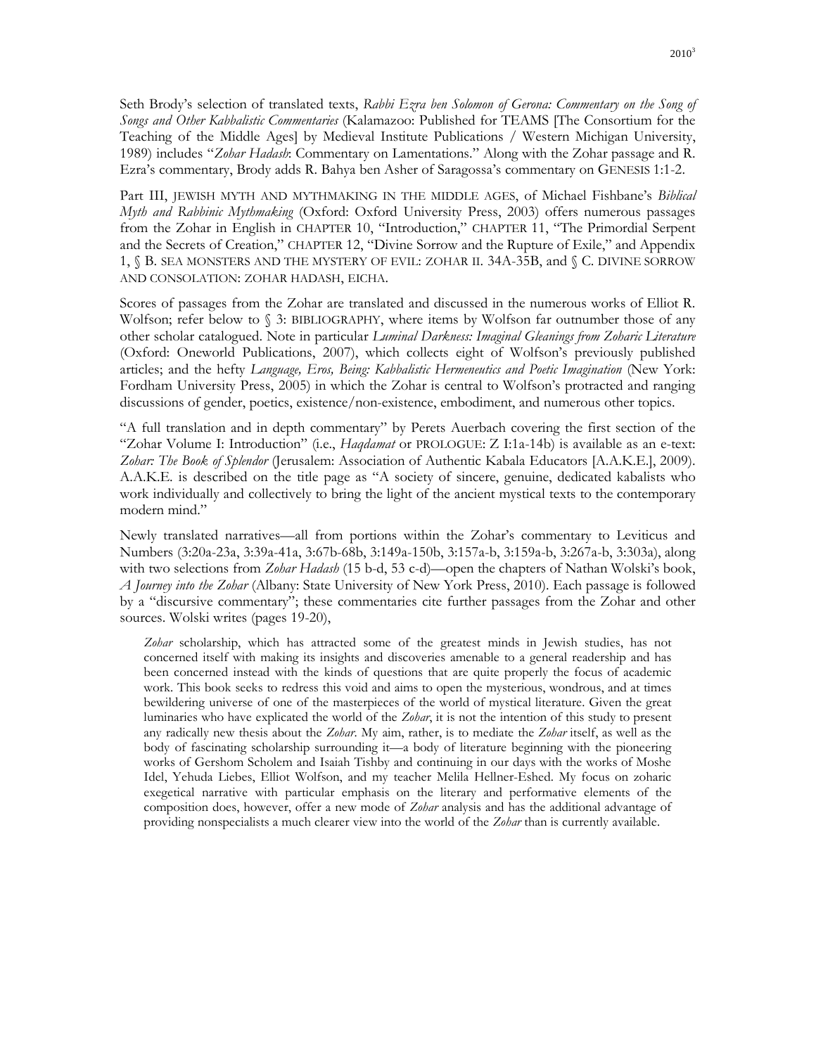Seth Brody's selection of translated texts, *Rabbi Ezra ben Solomon of Gerona: Commentary on the Song of Songs and Other Kabbalistic Commentaries* (Kalamazoo: Published for TEAMS [The Consortium for the Teaching of the Middle Ages] by Medieval Institute Publications / Western Michigan University, 1989) includes "*Zohar Hadash*: Commentary on Lamentations." Along with the Zohar passage and R. Ezra's commentary, Brody adds R. Bahya ben Asher of Saragossa's commentary on GENESIS 1:1-2.

Part III, JEWISH MYTH AND MYTHMAKING IN THE MIDDLE AGES, of Michael Fishbane's *Biblical Myth and Rabbinic Mythmaking* (Oxford: Oxford University Press, 2003) offers numerous passages from the Zohar in English in CHAPTER 10, "Introduction," CHAPTER 11, "The Primordial Serpent and the Secrets of Creation," CHAPTER 12, "Divine Sorrow and the Rupture of Exile," and Appendix 1, § B. SEA MONSTERS AND THE MYSTERY OF EVIL: ZOHAR II. 34A-35B, and § C. DIVINE SORROW AND CONSOLATION: ZOHAR HADASH, EICHA.

Scores of passages from the Zohar are translated and discussed in the numerous works of Elliot R. Wolfson; refer below to § 3: BIBLIOGRAPHY, where items by Wolfson far outnumber those of any other scholar catalogued. Note in particular *Luminal Darkness: Imaginal Gleanings from Zoharic Literature* (Oxford: Oneworld Publications, 2007), which collects eight of Wolfson's previously published articles; and the hefty *Language, Eros, Being: Kabbalistic Hermeneutics and Poetic Imagination* (New York: Fordham University Press, 2005) in which the Zohar is central to Wolfson's protracted and ranging discussions of gender, poetics, existence/non-existence, embodiment, and numerous other topics.

"A full translation and in depth commentary" by Perets Auerbach covering the first section of the "Zohar Volume I: Introduction" (i.e., *Haqdamat* or PROLOGUE: Z I:1a-14b) is available as an e-text: *Zohar: The Book of Splendor* (Jerusalem: Association of Authentic Kabala Educators [A.A.K.E.], 2009). A.A.K.E. is described on the title page as "A society of sincere, genuine, dedicated kabalists who work individually and collectively to bring the light of the ancient mystical texts to the contemporary modern mind."

Newly translated narratives—all from portions within the Zohar's commentary to Leviticus and Numbers (3:20a-23a, 3:39a-41a, 3:67b-68b, 3:149a-150b, 3:157a-b, 3:159a-b, 3:267a-b, 3:303a), along with two selections from *Zohar Hadash* (15 b-d, 53 c-d)—open the chapters of Nathan Wolski's book, *A Journey into the Zohar* (Albany: State University of New York Press, 2010). Each passage is followed by a "discursive commentary"; these commentaries cite further passages from the Zohar and other sources. Wolski writes (pages 19-20),

> *Zohar* scholarship, which has attracted some of the greatest minds in Jewish studies, has not concerned itself with making its insights and discoveries amenable to a general readership and has been concerned instead with the kinds of questions that are quite properly the focus of academic work. This book seeks to redress this void and aims to open the mysterious, wondrous, and at times bewildering universe of one of the masterpieces of the world of mystical literature. Given the great luminaries who have explicated the world of the *Zohar*, it is not the intention of this study to present any radically new thesis about the *Zohar*. My aim, rather, is to mediate the *Zohar* itself, as well as the body of fascinating scholarship surrounding it—a body of literature beginning with the pioneering works of Gershom Scholem and Isaiah Tishby and continuing in our days with the works of Moshe Idel, Yehuda Liebes, Elliot Wolfson, and my teacher Melila Hellner-Eshed. My focus on zoharic exegetical narrative with particular emphasis on the literary and performative elements of the composition does, however, offer a new mode of *Zohar* analysis and has the additional advantage of providing nonspecialists a much clearer view into the world of the *Zohar* than is currently available.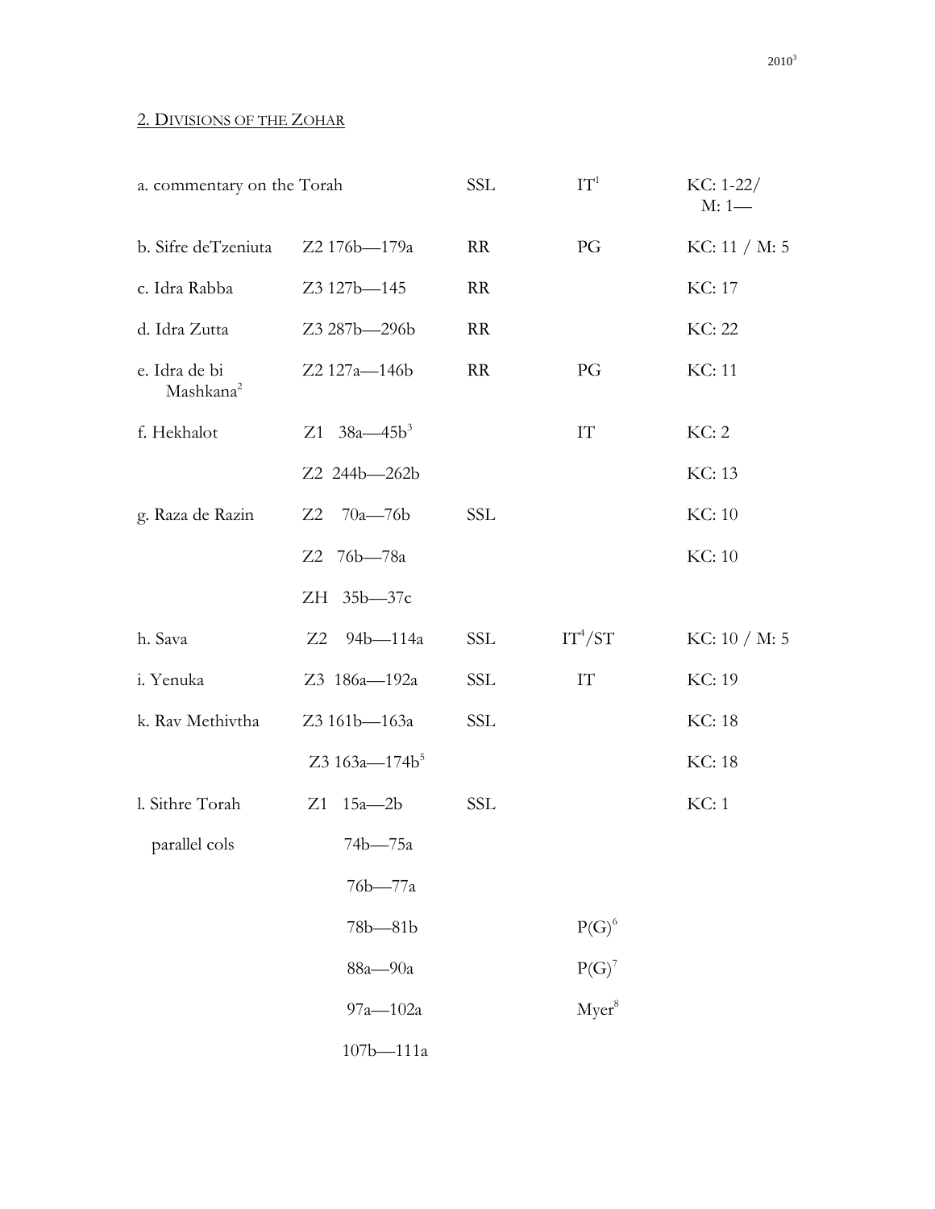## 2. Divisions of the Zohar

| | | | | |
|---|---|---|---|---|
| a. commentary on the Torah | | SSL | IT[1] | KC: 1-22/ M: 1— |
| b. Sifre deTzeniuta | Z2 176b—179a | RR | PG | KC: 11 / M: 5 |
| c. Idra Rabba | Z3 127b—145 | RR | | KC: 17 |
| d. Idra Zutta | Z3 287b—296b | RR | | KC: 22 |
| e. Idra de bi Mashkana[2] | Z2 127a—146b | RR | PG | KC: 11 |
| f. Hekhalot | Z1 38a—45b[3] | | IT | KC: 2 |
| | Z2 244b—262b | | | KC: 13 |
| g. Raza de Razin | Z2 70a—76b | SSL | | KC: 10 |
| | Z2 76b—78a | | | KC: 10 |
| | ZH 35b—37c | | | |
| h. Sava | Z2 94b—114a | SSL | IT[4]/ST | KC: 10 / M: 5 |
| i. Yenuka | Z3 186a—192a | SSL | IT | KC: 19 |
| k. Rav Methivtha | Z3 161b—163a | SSL | | KC: 18 |
| | Z3 163a—174b[5] | | | KC: 18 |
| l. Sithre Torah | Z1 15a—2b | SSL | | KC: 1 |
| parallel cols | 74b—75a | | | |
| | 76b—77a | | | |
| | 78b—81b | | P(G)[6] | |
| | 88a—90a | | P(G)[7] | |
| | 97a—102a | | Myer[8] | |
| | 107b—111a | | | |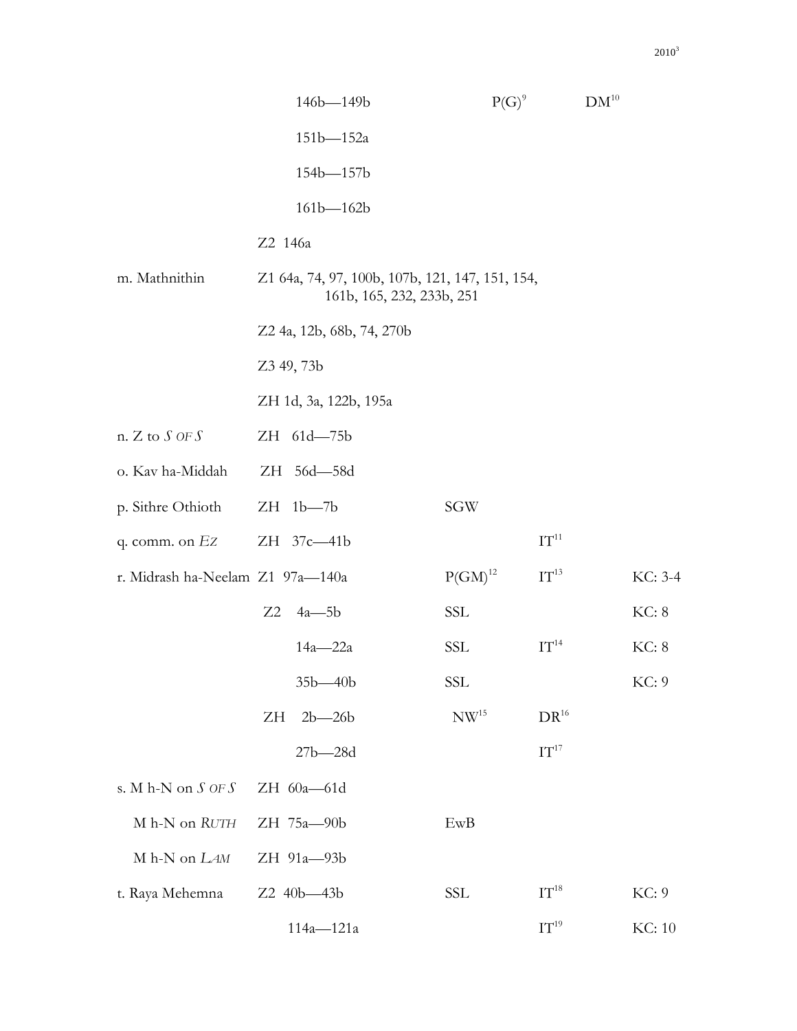| | | | | |
|---|---|---|---|---|
| | 146b—149b | P(G)[9] | DM[10] | |
| | 151b—152a | | | |
| | 154b—157b | | | |
| | 161b—162b | | | |
| | Z2 146a | | | |
| m. Mathnithin | Z1 64a, 74, 97, 100b, 107b, 121, 147, 151, 154, 161b, 165, 232, 233b, 251 | | | |
| | Z2 4a, 12b, 68b, 74, 270b | | | |
| | Z3 49, 73b | | | |
| | ZH 1d, 3a, 122b, 195a | | | |
| n. Z to *S of S* | ZH 61d—75b | | | |
| o. Kav ha-Middah | ZH 56d—58d | | | |
| p. Sithre Othioth | ZH 1b—7b | SGW | | |
| q. comm. on *Ez* | ZH 37c—41b | | IT[11] | |
| r. Midrash ha-Neelam | Z1 97a—140a | P(GM)[12] | IT[13] | KC: 3-4 |
| | Z2 4a—5b | SSL | | KC: 8 |
| | 14a—22a | SSL | IT[14] | KC: 8 |
| | 35b—40b | SSL | | KC: 9 |
| | ZH 2b—26b | NW[15] | DR[16] | |
| | 27b—28d | | IT[17] | |
| s. M h-N on *S of S* | ZH 60a—61d | | | |
| M h-N on *Ruth* | ZH 75a—90b | EwB | | |
| M h-N on *Lam* | ZH 91a—93b | | | |
| t. Raya Mehemna | Z2 40b—43b | SSL | IT[18] | KC: 9 |
| | 114a—121a | | IT[19] | KC: 10 |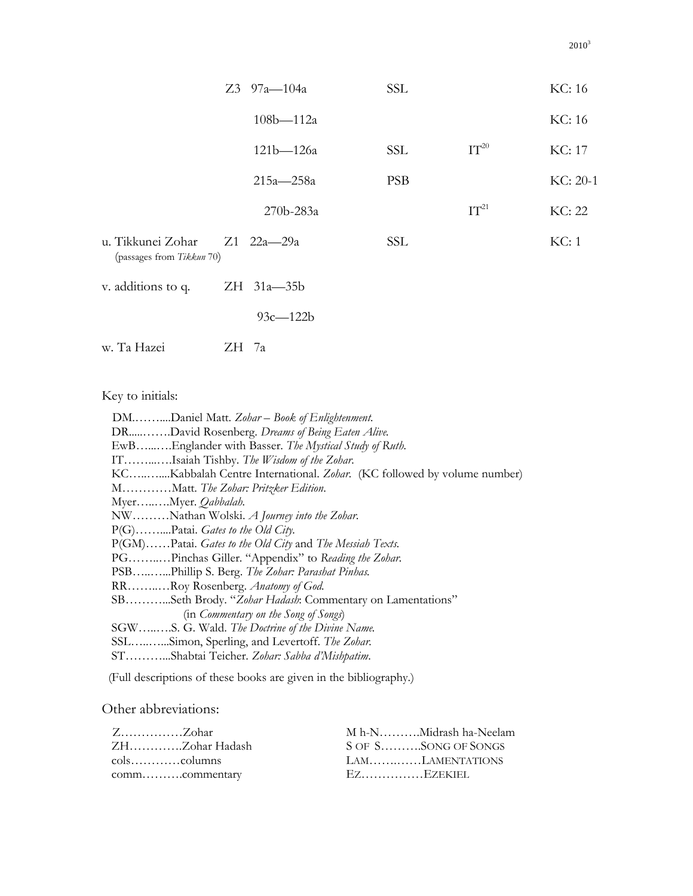| | | | | |
|---|---|---|---|---|
| | Z3 97a—104a | SSL | | KC: 16 |
| | 108b—112a | | | KC: 16 |
| | 121b—126a | SSL | IT[20] | KC: 17 |
| | 215a—258a | PSB | | KC: 20-1 |
| | 270b-283a | | IT[21] | KC: 22 |
| u. Tikkunei Zohar (passages from *Tikkun* 70) | Z1 22a—29a | SSL | | KC: 1 |
| v. additions to q. | ZH 31a—35b | | | |
| | 93c—122b | | | |
| w. Ta Hazei | ZH 7a | | | |

Key to initials:

DM.……....Daniel Matt. *Zohar – Book of Enlightenment*.
DR.....…….David Rosenberg. *Dreams of Being Eaten Alive*.
EwB…...….Englander with Basser. *The Mystical Study of Ruth*.
IT……...….Isaiah Tishby. *The Wisdom of the Zohar*.
KC…..….....Kabbalah Centre International. *Zohar*. (KC followed by volume number)
M…………Matt. *The Zohar: Pritzker Edition*.
Myer…..….Myer. *Qabbalah*.
NW………Nathan Wolski. *A Journey into the Zohar*.
P(G)……....Patai. *Gates to the Old City*.
P(GM)……Patai. *Gates to the Old City* and *The Messiah Texts*.
PG……..…Pinchas Giller. "Appendix" to *Reading the Zohar*.
PSB…..…...Phillip S. Berg. *The Zohar: Parashat Pinhas*.
RR……...…Roy Rosenberg. *Anatomy of God*.
SB………...Seth Brody. "*Zohar Hadash*: Commentary on Lamentations" (in *Commentary on the Song of Songs*)
SGW…..….S. G. Wald. *The Doctrine of the Divine Name*.
SSL…..…...Simon, Sperling, and Levertoff. *The Zohar*.
ST………...Shabtai Teicher. *Zohar: Sabba d'Mishpatim*.

(Full descriptions of these books are given in the bibliography.)

Other abbreviations:

| | |
|---|---|
| Z……………Zohar | M h-N……….Midrash ha-Neelam |
| ZH………….Zohar Hadash | S OF S……….SONG OF SONGS |
| cols…………columns | LAM……..……LAMENTATIONS |
| comm……….commentary | EZ……………EZEKIEL |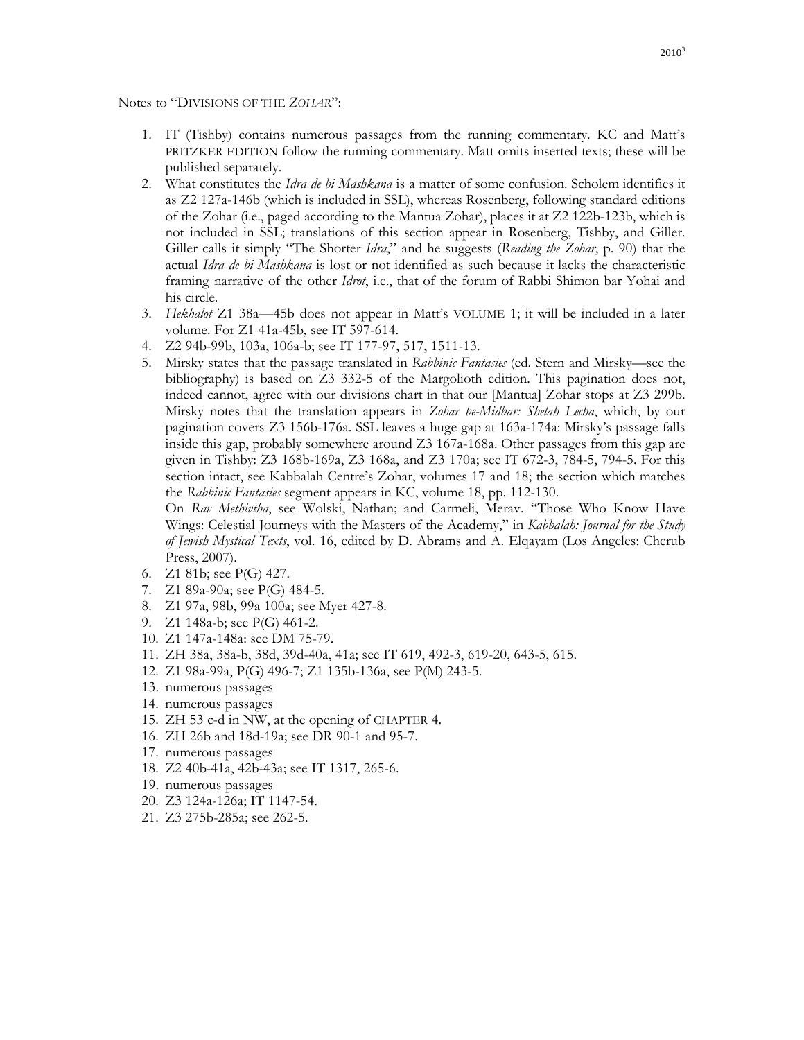Notes to "DIVISIONS OF THE *ZOHAR*":

1. IT (Tishby) contains numerous passages from the running commentary. KC and Matt's PRITZKER EDITION follow the running commentary. Matt omits inserted texts; these will be published separately.
2. What constitutes the *Idra de bi Mashkana* is a matter of some confusion. Scholem identifies it as Z2 127a-146b (which is included in SSL), whereas Rosenberg, following standard editions of the Zohar (i.e., paged according to the Mantua Zohar), places it at Z2 122b-123b, which is not included in SSL; translations of this section appear in Rosenberg, Tishby, and Giller. Giller calls it simply "The Shorter *Idra*," and he suggests (*Reading the Zohar*, p. 90) that the actual *Idra de bi Mashkana* is lost or not identified as such because it lacks the characteristic framing narrative of the other *Idrot*, i.e., that of the forum of Rabbi Shimon bar Yohai and his circle.
3. *Hekhalot* Z1 38a—45b does not appear in Matt's VOLUME 1; it will be included in a later volume. For Z1 41a-45b, see IT 597-614.
4. Z2 94b-99b, 103a, 106a-b; see IT 177-97, 517, 1511-13.
5. Mirsky states that the passage translated in *Rabbinic Fantasies* (ed. Stern and Mirsky—see the bibliography) is based on Z3 332-5 of the Margolioth edition. This pagination does not, indeed cannot, agree with our divisions chart in that our [Mantua] Zohar stops at Z3 299b. Mirsky notes that the translation appears in *Zohar be-Midbar: Shelah Lecha*, which, by our pagination covers Z3 156b-176a. SSL leaves a huge gap at 163a-174a: Mirsky's passage falls inside this gap, probably somewhere around Z3 167a-168a. Other passages from this gap are given in Tishby: Z3 168b-169a, Z3 168a, and Z3 170a; see IT 672-3, 784-5, 794-5. For this section intact, see Kabbalah Centre's Zohar, volumes 17 and 18; the section which matches the *Rabbinic Fantasies* segment appears in KC, volume 18, pp. 112-130.
   On *Rav Methivtha*, see Wolski, Nathan; and Carmeli, Merav. "Those Who Know Have Wings: Celestial Journeys with the Masters of the Academy," in *Kabbalah: Journal for the Study of Jewish Mystical Texts*, vol. 16, edited by D. Abrams and A. Elqayam (Los Angeles: Cherub Press, 2007).
6. Z1 81b; see P(G) 427.
7. Z1 89a-90a; see P(G) 484-5.
8. Z1 97a, 98b, 99a 100a; see Myer 427-8.
9. Z1 148a-b; see P(G) 461-2.
10. Z1 147a-148a: see DM 75-79.
11. ZH 38a, 38a-b, 38d, 39d-40a, 41a; see IT 619, 492-3, 619-20, 643-5, 615.
12. Z1 98a-99a, P(G) 496-7; Z1 135b-136a, see P(M) 243-5.
13. numerous passages
14. numerous passages
15. ZH 53 c-d in NW, at the opening of CHAPTER 4.
16. ZH 26b and 18d-19a; see DR 90-1 and 95-7.
17. numerous passages
18. Z2 40b-41a, 42b-43a; see IT 1317, 265-6.
19. numerous passages
20. Z3 124a-126a; IT 1147-54.
21. Z3 275b-285a; see 262-5.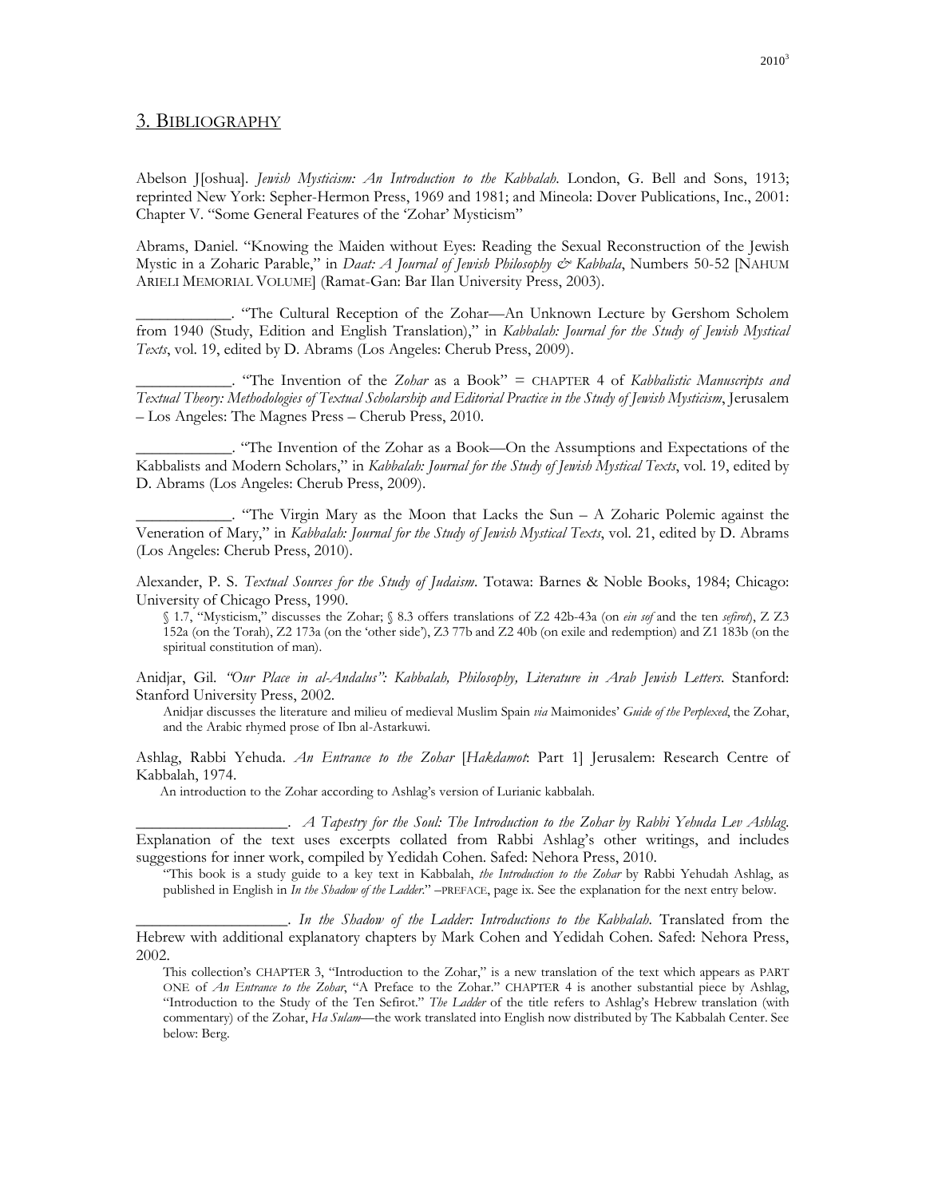## 3. Bibliography

Abelson J[oshua]. *Jewish Mysticism: An Introduction to the Kabbalah*. London, G. Bell and Sons, 1913; reprinted New York: Sepher-Hermon Press, 1969 and 1981; and Mineola: Dover Publications, Inc., 2001: Chapter V. "Some General Features of the 'Zohar' Mysticism"

Abrams, Daniel. "Knowing the Maiden without Eyes: Reading the Sexual Reconstruction of the Jewish Mystic in a Zoharic Parable," in *Daat: A Journal of Jewish Philosophy & Kabbala*, Numbers 50-52 [NAHUM ARIELI MEMORIAL VOLUME] (Ramat-Gan: Bar Ilan University Press, 2003).

\_\_\_\_\_\_\_\_\_\_\_\_. "The Cultural Reception of the Zohar—An Unknown Lecture by Gershom Scholem from 1940 (Study, Edition and English Translation)," in *Kabbalah: Journal for the Study of Jewish Mystical Texts*, vol. 19, edited by D. Abrams (Los Angeles: Cherub Press, 2009).

\_\_\_\_\_\_\_\_\_\_\_\_. "The Invention of the *Zohar* as a Book" = CHAPTER 4 of *Kabbalistic Manuscripts and Textual Theory: Methodologies of Textual Scholarship and Editorial Practice in the Study of Jewish Mysticism*, Jerusalem – Los Angeles: The Magnes Press – Cherub Press, 2010.

\_\_\_\_\_\_\_\_\_\_\_\_. "The Invention of the Zohar as a Book—On the Assumptions and Expectations of the Kabbalists and Modern Scholars," in *Kabbalah: Journal for the Study of Jewish Mystical Texts*, vol. 19, edited by D. Abrams (Los Angeles: Cherub Press, 2009).

\_\_\_\_\_\_\_\_\_\_\_\_. "The Virgin Mary as the Moon that Lacks the Sun – A Zoharic Polemic against the Veneration of Mary," in *Kabbalah: Journal for the Study of Jewish Mystical Texts*, vol. 21, edited by D. Abrams (Los Angeles: Cherub Press, 2010).

Alexander, P. S. *Textual Sources for the Study of Judaism*. Totawa: Barnes & Noble Books, 1984; Chicago: University of Chicago Press, 1990.

> § 1.7, "Mysticism," discusses the Zohar; § 8.3 offers translations of Z2 42b-43a (on *ein sof* and the ten *sefirot*), Z Z3 152a (on the Torah), Z2 173a (on the 'other side'), Z3 77b and Z2 40b (on exile and redemption) and Z1 183b (on the spiritual constitution of man).

Anidjar, Gil. *"Our Place in al-Andalus": Kabbalah, Philosophy, Literature in Arab Jewish Letters*. Stanford: Stanford University Press, 2002.

> Anidjar discusses the literature and milieu of medieval Muslim Spain *via* Maimonides' *Guide of the Perplexed*, the Zohar, and the Arabic rhymed prose of Ibn al-Astarkuwi.

Ashlag, Rabbi Yehuda. *An Entrance to the Zohar* [*Hakdamot*: Part 1] Jerusalem: Research Centre of Kabbalah, 1974.

> An introduction to the Zohar according to Ashlag's version of Lurianic kabbalah.

\_\_\_\_\_\_\_\_\_\_\_\_\_\_\_\_\_\_\_. *A Tapestry for the Soul: The Introduction to the Zohar by Rabbi Yehuda Lev Ashlag*. Explanation of the text uses excerpts collated from Rabbi Ashlag's other writings, and includes suggestions for inner work, compiled by Yedidah Cohen. Safed: Nehora Press, 2010.

> "This book is a study guide to a key text in Kabbalah, *the Introduction to the Zohar* by Rabbi Yehudah Ashlag, as published in English in *In the Shadow of the Ladder*." –PREFACE, page ix. See the explanation for the next entry below.

\_\_\_\_\_\_\_\_\_\_\_\_\_\_\_\_\_\_\_. *In the Shadow of the Ladder: Introductions to the Kabbalah*. Translated from the Hebrew with additional explanatory chapters by Mark Cohen and Yedidah Cohen. Safed: Nehora Press, 2002.

> This collection's CHAPTER 3, "Introduction to the Zohar," is a new translation of the text which appears as PART ONE of *An Entrance to the Zohar*, "A Preface to the Zohar." CHAPTER 4 is another substantial piece by Ashlag, "Introduction to the Study of the Ten Sefirot." *The Ladder* of the title refers to Ashlag's Hebrew translation (with commentary) of the Zohar, *Ha Sulam*—the work translated into English now distributed by The Kabbalah Center. See below: Berg.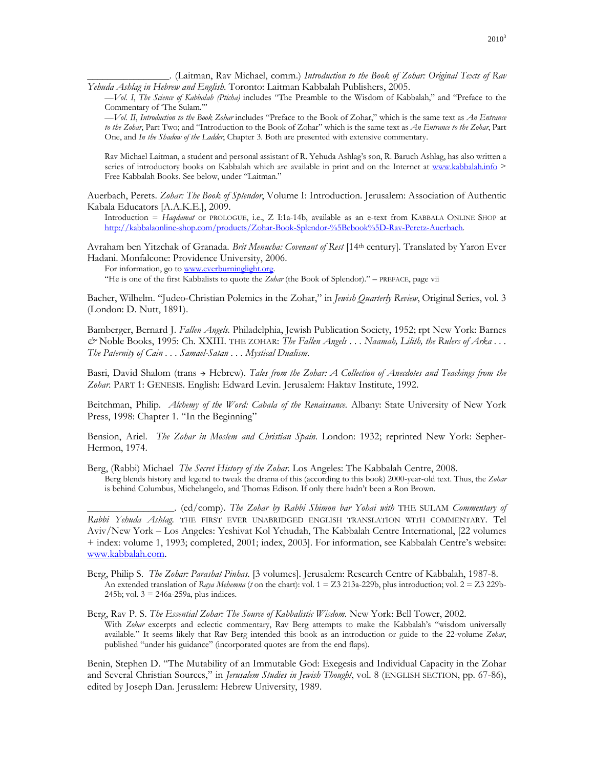\_\_\_\_\_\_\_\_\_\_\_\_\_\_\_\_. (Laitman, Rav Michael, comm.) *Introduction to the Book of Zohar: Original Texts of Rav Yehuda Ashlag in Hebrew and English*. Toronto: Laitman Kabbalah Publishers, 2005.

—*Vol. I*, *The Science of Kabbalah (Pticha)* includes "The Preamble to the Wisdom of Kabbalah," and "Preface to the Commentary of 'The Sulam.'"

—*Vol. II*, *Introduction to the Book Zohar* includes "Preface to the Book of Zohar," which is the same text as *An Entrance to the Zohar*, Part Two; and "Introduction to the Book of Zohar" which is the same text as *An Entrance to the Zohar*, Part One, and *In the Shadow of the Ladder*, Chapter 3. Both are presented with extensive commentary.

Rav Michael Laitman, a student and personal assistant of R. Yehuda Ashlag's son, R. Baruch Ashlag, has also written a series of introductory books on Kabbalah which are available in print and on the Internet at www.kabbalah.info > Free Kabbalah Books. See below, under "Laitman."

Auerbach, Perets. *Zohar: The Book of Splendor*, Volume I: Introduction. Jerusalem: Association of Authentic Kabala Educators [A.A.K.E.], 2009.

Introduction = *Haqdamat* or PROLOGUE, i.e., Z I:1a-14b, available as an e-text from KABBALA ONLINE SHOP at http://kabbalaonline-shop.com/products/Zohar-Book-Splendor-%5Bebook%5D-Rav-Peretz-Auerbach.

Avraham ben Yitzchak of Granada. *Brit Menucha: Covenant of Rest* [14th century]. Translated by Yaron Ever Hadani. Monfalcone: Providence University, 2006.

For information, go to www.everburninglight.org.

"He is one of the first Kabbalists to quote the *Zohar* (the Book of Splendor)." – PREFACE, page vii

Bacher, Wilhelm. "Judeo-Christian Polemics in the Zohar," in *Jewish Quarterly Review*, Original Series, vol. 3 (London: D. Nutt, 1891).

Bamberger, Bernard J. *Fallen Angels*. Philadelphia, Jewish Publication Society, 1952; rpt New York: Barnes & Noble Books, 1995: Ch. XXIII. THE ZOHAR: *The Fallen Angels . . . Naamah, Lilith, the Rulers of Arka . . . The Paternity of Cain . . . Samael-Satan . . . Mystical Dualism*.

Basri, David Shalom (trans → Hebrew). *Tales from the Zohar: A Collection of Anecdotes and Teachings from the Zohar*. PART 1: GENESIS. English: Edward Levin. Jerusalem: Haktav Institute, 1992.

Beitchman, Philip. *Alchemy of the Word: Cabala of the Renaissance*. Albany: State University of New York Press, 1998: Chapter 1. "In the Beginning"

Bension, Ariel. *The Zohar in Moslem and Christian Spain*. London: 1932; reprinted New York: Sepher-Hermon, 1974.

Berg, (Rabbi) Michael *The Secret History of the Zohar*. Los Angeles: The Kabbalah Centre, 2008.

Berg blends history and legend to tweak the drama of this (according to this book) 2000-year-old text. Thus, the *Zohar* is behind Columbus, Michelangelo, and Thomas Edison. If only there hadn't been a Ron Brown.

\_\_\_\_\_\_\_\_\_\_\_\_\_\_\_\_. (ed/comp). *The Zohar by Rabbi Shimon bar Yohai with* THE SULAM *Commentary of Rabbi Yehuda Ashlag*. THE FIRST EVER UNABRIDGED ENGLISH TRANSLATION WITH COMMENTARY. Tel Aviv/New York – Los Angeles: Yeshivat Kol Yehudah, The Kabbalah Centre International, [22 volumes + index: volume 1, 1993; completed, 2001; index, 2003]. For information, see Kabbalah Centre's website: www.kabbalah.com.

Berg, Philip S. *The Zohar: Parashat Pinhas*. [3 volumes]. Jerusalem: Research Centre of Kabbalah, 1987-8.

An extended translation of *Raya Mehemna* (*t* on the chart): vol. 1 = Z3 213a-229b, plus introduction; vol. 2 = Z3 229b-245b; vol. 3 = 246a-259a, plus indices.

Berg, Rav P. S. *The Essential Zohar: The Source of Kabbalistic Wisdom*. New York: Bell Tower, 2002.

With *Zohar* excerpts and eclectic commentary, Rav Berg attempts to make the Kabbalah's "wisdom universally available." It seems likely that Rav Berg intended this book as an introduction or guide to the 22-volume *Zohar*, published "under his guidance" (incorporated quotes are from the end flaps).

Benin, Stephen D. "The Mutability of an Immutable God: Exegesis and Individual Capacity in the Zohar and Several Christian Sources," in *Jerusalem Studies in Jewish Thought*, vol. 8 (ENGLISH SECTION, pp. 67-86), edited by Joseph Dan. Jerusalem: Hebrew University, 1989.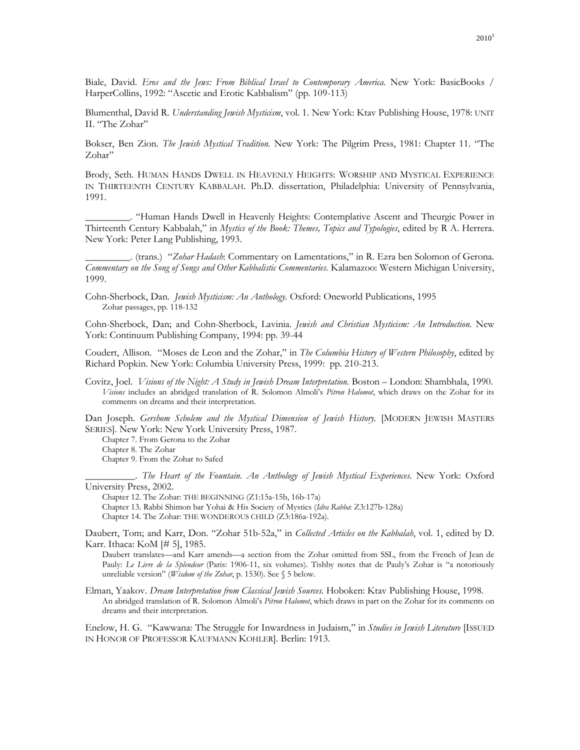Biale, David. *Eros and the Jews: From Biblical Israel to Contemporary America.* New York: BasicBooks / HarperCollins, 1992: "Ascetic and Erotic Kabbalism" (pp. 109-113)

Blumenthal, David R. *Understanding Jewish Mysticism*, vol. 1. New York: Ktav Publishing House, 1978: UNIT II. "The Zohar"

Bokser, Ben Zion. *The Jewish Mystical Tradition.* New York: The Pilgrim Press, 1981: Chapter 11. "The Zohar"

Brody, Seth. HUMAN HANDS DWELL IN HEAVENLY HEIGHTS: WORSHIP AND MYSTICAL EXPERIENCE IN THIRTEENTH CENTURY KABBALAH. Ph.D. dissertation, Philadelphia: University of Pennsylvania, 1991.

_________. "Human Hands Dwell in Heavenly Heights: Contemplative Ascent and Theurgic Power in Thirteenth Century Kabbalah," in *Mystics of the Book: Themes, Topics and Typologies*, edited by R A. Herrera. New York: Peter Lang Publishing, 1993.

_________. (trans.) "*Zohar Hadash*: Commentary on Lamentations," in R. Ezra ben Solomon of Gerona. *Commentary on the Song of Songs and Other Kabbalistic Commentaries.* Kalamazoo: Western Michigan University, 1999.

Cohn-Sherbock, Dan. *Jewish Mysticism: An Anthology.* Oxford: Oneworld Publications, 1995
    Zohar passages, pp. 118-132

Cohn-Sherbock, Dan; and Cohn-Sherbock, Lavinia. *Jewish and Christian Mysticism: An Introduction.* New York: Continuum Publishing Company, 1994: pp. 39-44

Coudert, Allison. "Moses de Leon and the Zohar," in *The Columbia History of Western Philosophy*, edited by Richard Popkin. New York: Columbia University Press, 1999: pp. 210-213.

Covitz, Joel. *Visions of the Night: A Study in Jewish Dream Interpretation.* Boston – London: Shambhala, 1990.
    *Visions* includes an abridged translation of R. Solomon Almoli's *Pitron Halomot*, which draws on the Zohar for its comments on dreams and their interpretation.

Dan Joseph. *Gershom Scholem and the Mystical Dimension of Jewish History.* [MODERN JEWISH MASTERS SERIES]. New York: New York University Press, 1987.
    Chapter 7. From Gerona to the Zohar
    Chapter 8. The Zohar
    Chapter 9. From the Zohar to Safed

__________. *The Heart of the Fountain. An Anthology of Jewish Mystical Experiences.* New York: Oxford University Press, 2002.
    Chapter 12. The Zohar: THE BEGINNING (Z1:15a-15b, 16b-17a)
    Chapter 13. Rabbi Shimon bar Yohai & His Society of Mystics (*Idra Rabba*: Z3:127b-128a)
    Chapter 14. The Zohar: THE WONDEROUS CHILD (Z3:186a-192a).

Daubert, Tom; and Karr, Don. "Zohar 51b-52a," in *Collected Articles on the Kabbalah*, vol. 1, edited by D. Karr. Ithaca: KoM [# 5], 1985.
    Daubert translates—and Karr amends—a section from the Zohar omitted from SSL, from the French of Jean de Pauly: *Le Livre de la Splendeur* (Paris: 1906-11, six volumes). Tishby notes that de Pauly's Zohar is "a notoriously unreliable version" (*Wisdom of the Zohar*, p. 1530). See § 5 below.

Elman, Yaakov. *Dream Interpretation from Classical Jewish Sources.* Hoboken: Ktav Publishing House, 1998.
    An abridged translation of R. Solomon Almoli's *Pitron Halomot*, which draws in part on the Zohar for its comments on dreams and their interpretation.

Enelow, H. G. "Kawwana: The Struggle for Inwardness in Judaism," in *Studies in Jewish Literature* [ISSUED IN HONOR OF PROFESSOR KAUFMANN KOHLER]. Berlin: 1913.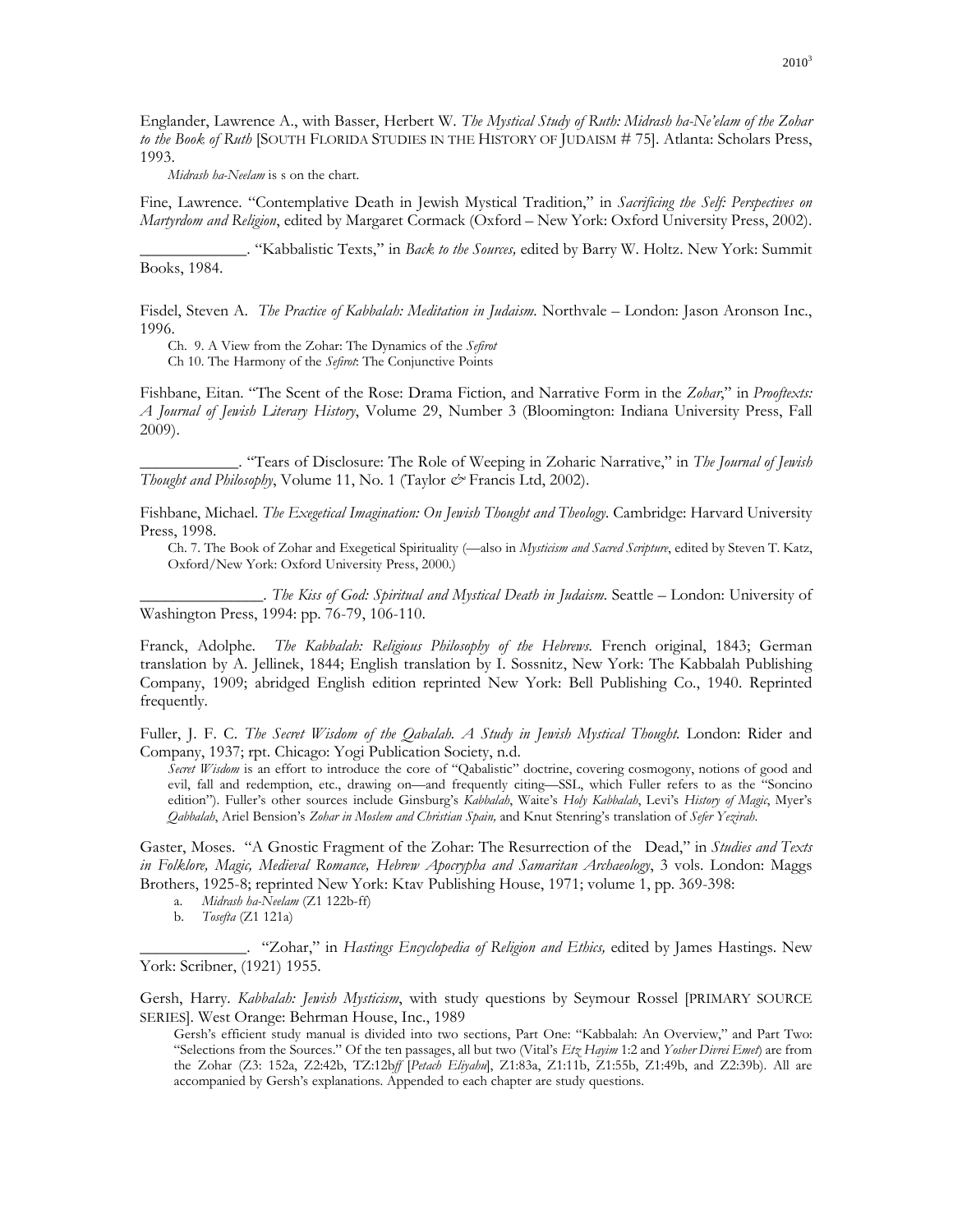Englander, Lawrence A., with Basser, Herbert W. *The Mystical Study of Ruth: Midrash ha-Ne'elam of the Zohar to the Book of Ruth* [SOUTH FLORIDA STUDIES IN THE HISTORY OF JUDAISM # 75]. Atlanta: Scholars Press, 1993.

*Midrash ha-Neelam* is s on the chart.

Fine, Lawrence. "Contemplative Death in Jewish Mystical Tradition," in *Sacrificing the Self: Perspectives on Martyrdom and Religion*, edited by Margaret Cormack (Oxford – New York: Oxford University Press, 2002).

_____________. "Kabbalistic Texts," in *Back to the Sources,* edited by Barry W. Holtz. New York: Summit Books, 1984.

Fisdel, Steven A. *The Practice of Kabbalah: Meditation in Judaism*. Northvale – London: Jason Aronson Inc., 1996.

Ch. 9. A View from the Zohar: The Dynamics of the *Sefirot*
Ch 10. The Harmony of the *Sefirot*: The Conjunctive Points

Fishbane, Eitan. "The Scent of the Rose: Drama Fiction, and Narrative Form in the *Zohar*," in *Prooftexts: A Journal of Jewish Literary History*, Volume 29, Number 3 (Bloomington: Indiana University Press, Fall 2009).

____________. "Tears of Disclosure: The Role of Weeping in Zoharic Narrative," in *The Journal of Jewish Thought and Philosophy*, Volume 11, No. 1 (Taylor & Francis Ltd, 2002).

Fishbane, Michael. *The Exegetical Imagination: On Jewish Thought and Theology*. Cambridge: Harvard University Press, 1998.

Ch. 7. The Book of Zohar and Exegetical Spirituality (—also in *Mysticism and Sacred Scripture*, edited by Steven T. Katz, Oxford/New York: Oxford University Press, 2000.)

_______________. *The Kiss of God: Spiritual and Mystical Death in Judaism*. Seattle – London: University of Washington Press, 1994: pp. 76-79, 106-110.

Franck, Adolphe. *The Kabbalah: Religious Philosophy of the Hebrews*. French original, 1843; German translation by A. Jellinek, 1844; English translation by I. Sossnitz, New York: The Kabbalah Publishing Company, 1909; abridged English edition reprinted New York: Bell Publishing Co., 1940. Reprinted frequently.

Fuller, J. F. C. *The Secret Wisdom of the Qabalah. A Study in Jewish Mystical Thought.* London: Rider and Company, 1937; rpt. Chicago: Yogi Publication Society, n.d.

*Secret Wisdom* is an effort to introduce the core of "Qabalistic" doctrine, covering cosmogony, notions of good and evil, fall and redemption, etc., drawing on—and frequently citing—SSL, which Fuller refers to as the "Soncino edition"). Fuller's other sources include Ginsburg's *Kabbalah*, Waite's *Holy Kabbalah*, Levi's *History of Magic*, Myer's *Qabbalah*, Ariel Bension's *Zohar in Moslem and Christian Spain,* and Knut Stenring's translation of *Sefer Yezirah*.

Gaster, Moses. "A Gnostic Fragment of the Zohar: The Resurrection of the Dead," in *Studies and Texts in Folklore, Magic, Medieval Romance, Hebrew Apocrypha and Samaritan Archaeology*, 3 vols. London: Maggs Brothers, 1925-8; reprinted New York: Ktav Publishing House, 1971; volume 1, pp. 369-398:

a. *Midrash ha-Neelam* (Z1 122b-ff)
b. *Tosefta* (Z1 121a)

_____________. "Zohar," in *Hastings Encyclopedia of Religion and Ethics,* edited by James Hastings. New York: Scribner, (1921) 1955.

Gersh, Harry. *Kabbalah: Jewish Mysticism*, with study questions by Seymour Rossel [PRIMARY SOURCE SERIES]. West Orange: Behrman House, Inc., 1989

Gersh's efficient study manual is divided into two sections, Part One: "Kabbalah: An Overview," and Part Two: "Selections from the Sources." Of the ten passages, all but two (Vital's *Etz Hayim* 1:2 and *Yosher Divrei Emet*) are from the Zohar (Z3: 152a, Z2:42b, TZ:12b*ff* [*Petach Eliyahu*], Z1:83a, Z1:11b, Z1:55b, Z1:49b, and Z2:39b). All are accompanied by Gersh's explanations. Appended to each chapter are study questions.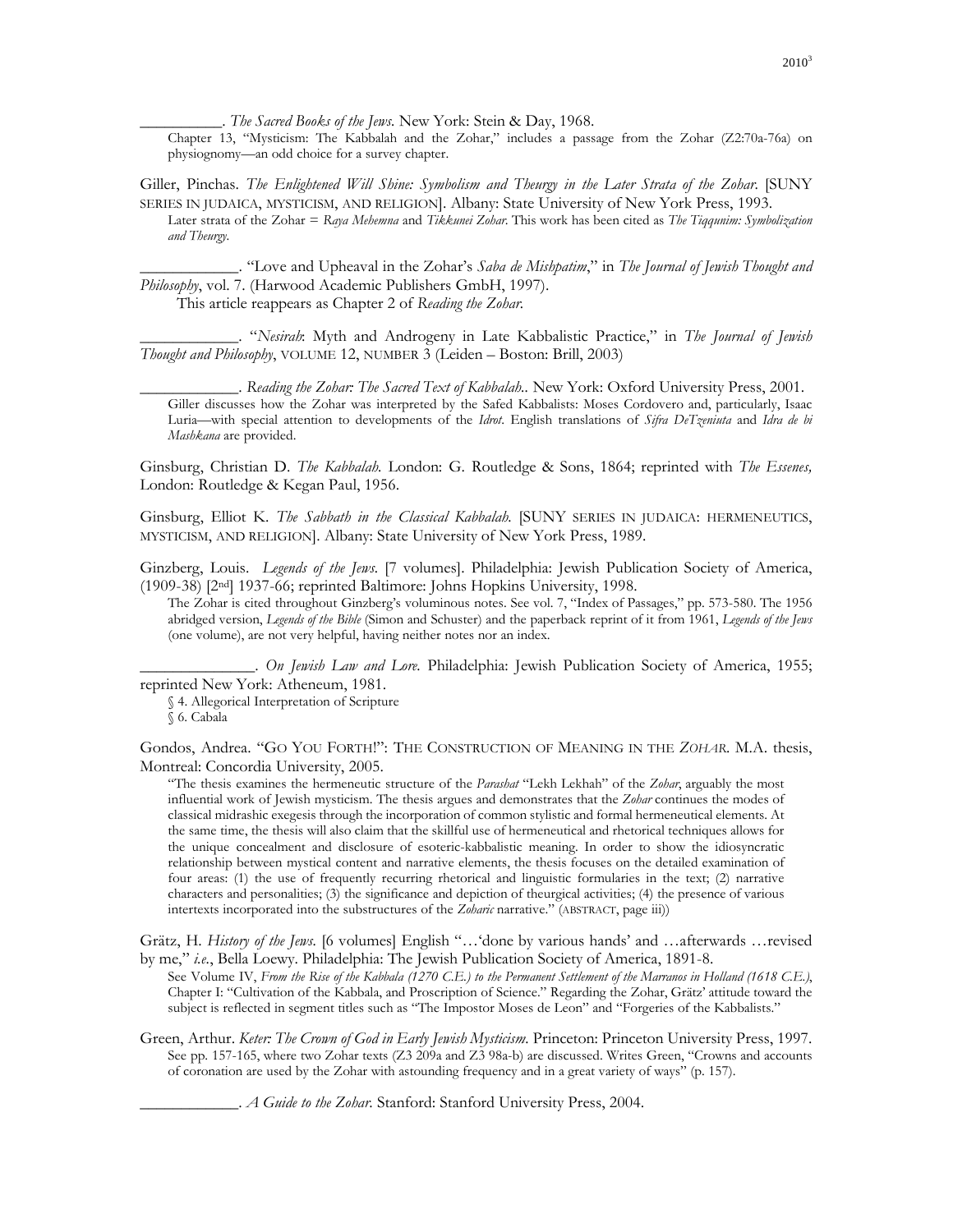__________. *The Sacred Books of the Jews*. New York: Stein & Day, 1968.

> Chapter 13, "Mysticism: The Kabbalah and the Zohar," includes a passage from the Zohar (Z2:70a-76a) on physiognomy—an odd choice for a survey chapter.

Giller, Pinchas. *The Enlightened Will Shine: Symbolism and Theurgy in the Later Strata of the Zohar*. [SUNY SERIES IN JUDAICA, MYSTICISM, AND RELIGION]. Albany: State University of New York Press, 1993.

> Later strata of the Zohar = *Raya Mehemna* and *Tikkunei Zohar*. This work has been cited as *The Tiqqunim: Symbolization and Theurgy*.

____________. "Love and Upheaval in the Zohar's *Saba de Mishpatim*," in *The Journal of Jewish Thought and Philosophy*, vol. 7. (Harwood Academic Publishers GmbH, 1997).

> This article reappears as Chapter 2 of *Reading the Zohar*.

____________. "*Nesirah*: Myth and Androgeny in Late Kabbalistic Practice," in *The Journal of Jewish Thought and Philosophy*, VOLUME 12, NUMBER 3 (Leiden – Boston: Brill, 2003)

____________. *Reading the Zohar: The Sacred Text of Kabbalah.*. New York: Oxford University Press, 2001.

> Giller discusses how the Zohar was interpreted by the Safed Kabbalists: Moses Cordovero and, particularly, Isaac Luria—with special attention to developments of the *Idrot*. English translations of *Sifra DeTzeniuta* and *Idra de bi Mashkana* are provided.

Ginsburg, Christian D. *The Kabbalah*. London: G. Routledge & Sons, 1864; reprinted with *The Essenes,* London: Routledge & Kegan Paul, 1956.

Ginsburg, Elliot K. *The Sabbath in the Classical Kabbalah*. [SUNY SERIES IN JUDAICA: HERMENEUTICS, MYSTICISM, AND RELIGION]. Albany: State University of New York Press, 1989.

Ginzberg, Louis. *Legends of the Jews*. [7 volumes]. Philadelphia: Jewish Publication Society of America, (1909-38) [2nd] 1937-66; reprinted Baltimore: Johns Hopkins University, 1998.

> The Zohar is cited throughout Ginzberg's voluminous notes. See vol. 7, "Index of Passages," pp. 573-580. The 1956 abridged version, *Legends of the Bible* (Simon and Schuster) and the paperback reprint of it from 1961, *Legends of the Jews* (one volume), are not very helpful, having neither notes nor an index.

______________. *On Jewish Law and Lore*. Philadelphia: Jewish Publication Society of America, 1955; reprinted New York: Atheneum, 1981.

> § 4. Allegorical Interpretation of Scripture
> § 6. Cabala

Gondos, Andrea. "GO YOU FORTH!": THE CONSTRUCTION OF MEANING IN THE *ZOHAR*. M.A. thesis, Montreal: Concordia University, 2005.

> "The thesis examines the hermeneutic structure of the *Parashat* "Lekh Lekhah" of the *Zohar*, arguably the most influential work of Jewish mysticism. The thesis argues and demonstrates that the *Zohar* continues the modes of classical midrashic exegesis through the incorporation of common stylistic and formal hermeneutical elements. At the same time, the thesis will also claim that the skillful use of hermeneutical and rhetorical techniques allows for the unique concealment and disclosure of esoteric-kabbalistic meaning. In order to show the idiosyncratic relationship between mystical content and narrative elements, the thesis focuses on the detailed examination of four areas: (1) the use of frequently recurring rhetorical and linguistic formularies in the text; (2) narrative characters and personalities; (3) the significance and depiction of theurgical activities; (4) the presence of various intertexts incorporated into the substructures of the *Zoharic* narrative." (ABSTRACT, page iii))

Grätz, H. *History of the Jews*. [6 volumes] English "…'done by various hands' and …afterwards …revised by me," *i.e.*, Bella Loewy. Philadelphia: The Jewish Publication Society of America, 1891-8.

> See Volume IV, *From the Rise of the Kabbala (1270 C.E.) to the Permanent Settlement of the Marranos in Holland (1618 C.E.)*, Chapter I: "Cultivation of the Kabbala, and Proscription of Science." Regarding the Zohar, Grätz' attitude toward the subject is reflected in segment titles such as "The Impostor Moses de Leon" and "Forgeries of the Kabbalists."

Green, Arthur. *Keter: The Crown of God in Early Jewish Mysticism*. Princeton: Princeton University Press, 1997.

> See pp. 157-165, where two Zohar texts (Z3 209a and Z3 98a-b) are discussed. Writes Green, "Crowns and accounts of coronation are used by the Zohar with astounding frequency and in a great variety of ways" (p. 157).

____________. *A Guide to the Zohar*. Stanford: Stanford University Press, 2004.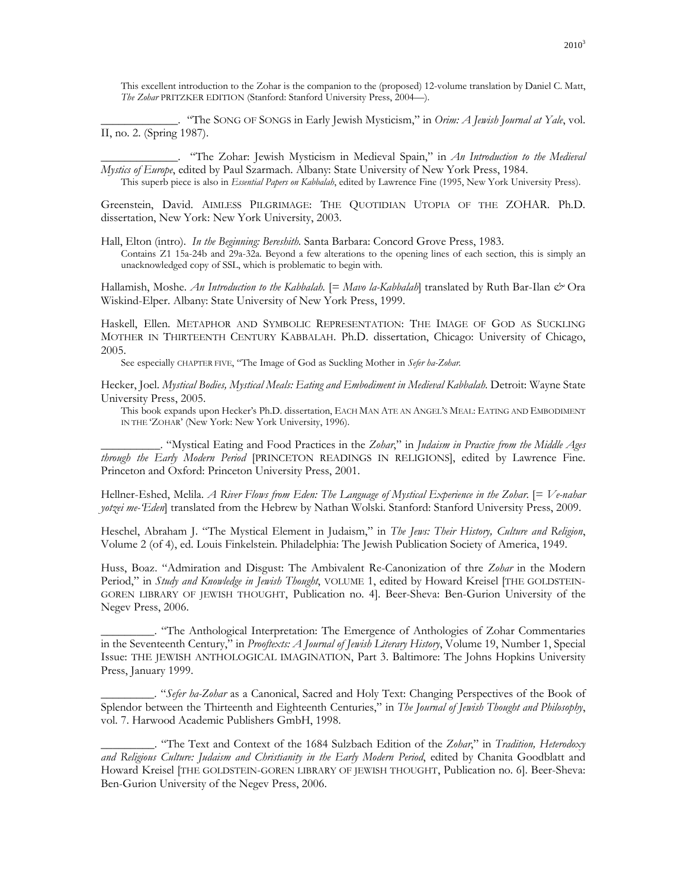This excellent introduction to the Zohar is the companion to the (proposed) 12-volume translation by Daniel C. Matt, *The Zohar* PRITZKER EDITION (Stanford: Stanford University Press, 2004—).

_____________. "The SONG OF SONGS in Early Jewish Mysticism," in *Orim: A Jewish Journal at Yale*, vol. II, no. 2. (Spring 1987).

_____________. "The Zohar: Jewish Mysticism in Medieval Spain," in *An Introduction to the Medieval Mystics of Europe*, edited by Paul Szarmach. Albany: State University of New York Press, 1984.
This superb piece is also in *Essential Papers on Kabbalah*, edited by Lawrence Fine (1995, New York University Press).

Greenstein, David. AIMLESS PILGRIMAGE: THE QUOTIDIAN UTOPIA OF THE ZOHAR. Ph.D. dissertation, New York: New York University, 2003.

Hall, Elton (intro). *In the Beginning: Bereshith.* Santa Barbara: Concord Grove Press, 1983.
Contains Z1 15a-24b and 29a-32a. Beyond a few alterations to the opening lines of each section, this is simply an unacknowledged copy of SSL, which is problematic to begin with.

Hallamish, Moshe. *An Introduction to the Kabbalah.* [= *Mavo la-Kabbalah*] translated by Ruth Bar-Ilan & Ora Wiskind-Elper. Albany: State University of New York Press, 1999.

Haskell, Ellen. METAPHOR AND SYMBOLIC REPRESENTATION: THE IMAGE OF GOD AS SUCKLING MOTHER IN THIRTEENTH CENTURY KABBALAH. Ph.D. dissertation, Chicago: University of Chicago, 2005.
See especially CHAPTER FIVE, "The Image of God as Suckling Mother in *Sefer ha-Zohar.*

Hecker, Joel. *Mystical Bodies, Mystical Meals: Eating and Embodiment in Medieval Kabbalah.* Detroit: Wayne State University Press, 2005.
This book expands upon Hecker's Ph.D. dissertation, EACH MAN ATE AN ANGEL'S MEAL: EATING AND EMBODIMENT IN THE 'ZOHAR' (New York: New York University, 1996).

__________. "Mystical Eating and Food Practices in the *Zohar*," in *Judaism in Practice from the Middle Ages through the Early Modern Period* [PRINCETON READINGS IN RELIGIONS], edited by Lawrence Fine. Princeton and Oxford: Princeton University Press, 2001.

Hellner-Eshed, Melila. *A River Flows from Eden: The Language of Mystical Experience in the Zohar*. [= *Ve-nahar yotzei me-'Eden*] translated from the Hebrew by Nathan Wolski. Stanford: Stanford University Press, 2009.

Heschel, Abraham J. "The Mystical Element in Judaism," in *The Jews: Their History, Culture and Religion*, Volume 2 (of 4), ed. Louis Finkelstein. Philadelphia: The Jewish Publication Society of America, 1949.

Huss, Boaz. "Admiration and Disgust: The Ambivalent Re-Canonization of thre *Zohar* in the Modern Period," in *Study and Knowledge in Jewish Thought*, VOLUME 1, edited by Howard Kreisel [THE GOLDSTEIN-GOREN LIBRARY OF JEWISH THOUGHT, Publication no. 4]. Beer-Sheva: Ben-Gurion University of the Negev Press, 2006.

_________. "The Anthological Interpretation: The Emergence of Anthologies of Zohar Commentaries in the Seventeenth Century," in *Prooftexts: A Journal of Jewish Literary History*, Volume 19, Number 1, Special Issue: THE JEWISH ANTHOLOGICAL IMAGINATION, Part 3. Baltimore: The Johns Hopkins University Press, January 1999.

_________. "*Sefer ha-Zohar* as a Canonical, Sacred and Holy Text: Changing Perspectives of the Book of Splendor between the Thirteenth and Eighteenth Centuries," in *The Journal of Jewish Thought and Philosophy*, vol. 7. Harwood Academic Publishers GmbH, 1998.

_________. "The Text and Context of the 1684 Sulzbach Edition of the *Zohar*," in *Tradition, Heterodoxy and Religious Culture: Judaism and Christianity in the Early Modern Period*, edited by Chanita Goodblatt and Howard Kreisel [THE GOLDSTEIN-GOREN LIBRARY OF JEWISH THOUGHT, Publication no. 6]. Beer-Sheva: Ben-Gurion University of the Negev Press, 2006.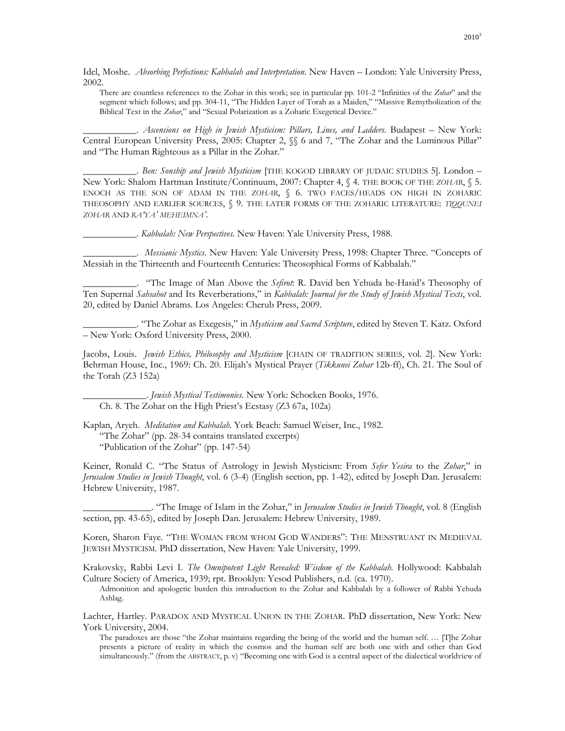Idel, Moshe. *Absorbing Perfections: Kabbalah and Interpretation*. New Haven – London: Yale University Press, 2002.

There are countless references to the Zohar in this work; see in particular pp. 101-2 "Infinities of the *Zohar*" and the segment which follows; and pp. 304-11, "The Hidden Layer of Torah as a Maiden," "Massive Remythologization of the Biblical Text in the *Zohar*," and "Sexual Polarization as a Zoharic Exegetical Device."

___________. *Ascensions on High in Jewish Mysticism: Pillars, Lines, and Ladders*. Budapest – New York: Central European University Press, 2005: Chapter 2, §§ 6 and 7, "The Zohar and the Luminous Pillar" and "The Human Righteous as a Pillar in the Zohar."

___________. *Ben: Sonship and Jewish Mysticism* [THE KOGOD LIBRARY OF JUDAIC STUDIES 5]. London – New York: Shalom Hartman Institute/Continuum, 2007: Chapter 4, § 4. THE BOOK OF THE *ZOHAR*, § 5. ENOCH AS THE SON OF ADAM IN THE *ZOHAR*, § 6. TWO FACES/HEADS ON HIGH IN ZOHARIC THEOSOPHY AND EARLIER SOURCES, § 9. THE LATER FORMS OF THE ZOHARIC LITERATURE: *TIQQUNEI ZOHAR* AND *RA'YA' MEHEIMNA'*.

___________. *Kabbalah: New Perspectives*. New Haven: Yale University Press, 1988.

___________. *Messianic Mystics*. New Haven: Yale University Press, 1998: Chapter Three. "Concepts of Messiah in the Thirteenth and Fourteenth Centuries: Theosophical Forms of Kabbalah."

___________. "The Image of Man Above the *Sefirot*: R. David ben Yehuda he-Hasid's Theosophy of Ten Supernal *Sahsahot* and Its Reverberations," in *Kabbalah: Journal for the Study of Jewish Mystical Texts*, vol. 20, edited by Daniel Abrams. Los Angeles: Cherub Press, 2009.

___________. "The Zohar as Exegesis," in *Mysticism and Sacred Scripture*, edited by Steven T. Katz. Oxford – New York: Oxford University Press, 2000.

Jacobs, Louis. *Jewish Ethics, Philosophy and Mysticism* [CHAIN OF TRADITION SERIES, vol. 2]. New York: Behrman House, Inc., 1969: Ch. 20. Elijah's Mystical Prayer (*Tikkunei Zohar* 12b-ff), Ch. 21. The Soul of the Torah (Z3 152a)

_____________. *Jewish Mystical Testimonies*. New York: Schocken Books, 1976.
Ch. 8. The Zohar on the High Priest's Ecstasy (Z3 67a, 102a)

Kaplan, Aryeh. *Meditation and Kabbalah*. York Beach: Samuel Weiser, Inc., 1982.
"The Zohar" (pp. 28-34 contains translated excerpts)
"Publication of the Zohar" (pp. 147-54)

Keiner, Ronald C. "The Status of Astrology in Jewish Mysticism: From *Sefer Yesira* to the *Zohar*," in *Jerusalem Studies in Jewish Thought*, vol. 6 (3-4) (English section, pp. 1-42), edited by Joseph Dan. Jerusalem: Hebrew University, 1987.

______________. "The Image of Islam in the Zohar," in *Jerusalem Studies in Jewish Thought*, vol. 8 (English section, pp. 43-65), edited by Joseph Dan. Jerusalem: Hebrew University, 1989.

Koren, Sharon Faye. "THE WOMAN FROM WHOM GOD WANDERS": THE MENSTRUANT IN MEDIEVAL JEWISH MYSTICISM. PhD dissertation, New Haven: Yale University, 1999.

Krakovsky, Rabbi Levi I. *The Omnipotent Light Revealed: Wisdom of the Kabbalah*. Hollywood: Kabbalah Culture Society of America, 1939; rpt. Brooklyn: Yesod Publishers, n.d. (ca. 1970).

Admonition and apologetic burden this introduction to the Zohar and Kabbalah by a follower of Rabbi Yehuda Ashlag.

Lachter, Hartley. PARADOX AND MYSTICAL UNION IN THE ZOHAR. PhD dissertation, New York: New York University, 2004.

The paradoxes are those "the Zohar maintains regarding the being of the world and the human self. … [T]he Zohar presents a picture of reality in which the cosmos and the human self are both one with and other than God simultaneously." (from the ABSTRACT, p. v) "Becoming one with God is a central aspect of the dialectical worldview of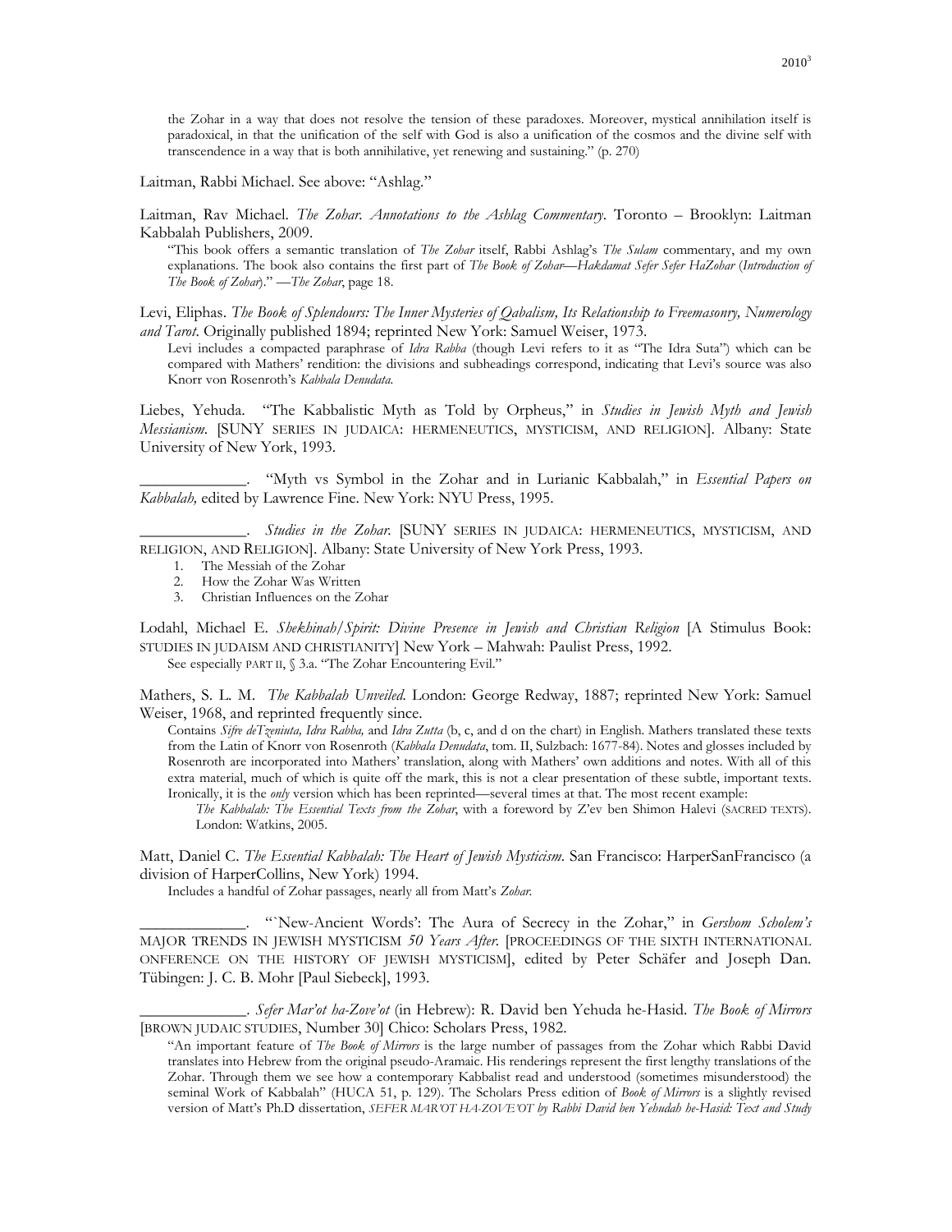the Zohar in a way that does not resolve the tension of these paradoxes. Moreover, mystical annihilation itself is paradoxical, in that the unification of the self with God is also a unification of the cosmos and the divine self with transcendence in a way that is both annihilative, yet renewing and sustaining." (p. 270)

Laitman, Rabbi Michael. See above: "Ashlag."

Laitman, Rav Michael. *The Zohar. Annotations to the Ashlag Commentary*. Toronto – Brooklyn: Laitman Kabbalah Publishers, 2009.

"This book offers a semantic translation of *The Zohar* itself, Rabbi Ashlag's *The Sulam* commentary, and my own explanations. The book also contains the first part of *The Book of Zohar—Hakdamat Sefer Sefer HaZohar* (*Introduction of The Book of Zohar*)." —*The Zohar*, page 18.

Levi, Eliphas. *The Book of Splendours: The Inner Mysteries of Qabalism, Its Relationship to Freemasonry, Numerology and Tarot*. Originally published 1894; reprinted New York: Samuel Weiser, 1973.

Levi includes a compacted paraphrase of *Idra Rabba* (though Levi refers to it as "The Idra Suta") which can be compared with Mathers' rendition: the divisions and subheadings correspond, indicating that Levi's source was also Knorr von Rosenroth's *Kabbala Denudata*.

Liebes, Yehuda. "The Kabbalistic Myth as Told by Orpheus," in *Studies in Jewish Myth and Jewish Messianism*. [SUNY SERIES IN JUDAICA: HERMENEUTICS, MYSTICISM, AND RELIGION]. Albany: State University of New York, 1993.

_____________. "Myth vs Symbol in the Zohar and in Lurianic Kabbalah," in *Essential Papers on Kabbalah,* edited by Lawrence Fine. New York: NYU Press, 1995.

_____________. *Studies in the Zohar.* [SUNY SERIES IN JUDAICA: HERMENEUTICS, MYSTICISM, AND RELIGION, AND RELIGION]. Albany: State University of New York Press, 1993.

1. The Messiah of the Zohar
2. How the Zohar Was Written
3. Christian Influences on the Zohar

Lodahl, Michael E. *Shekhinah/Spirit: Divine Presence in Jewish and Christian Religion* [A Stimulus Book: STUDIES IN JUDAISM AND CHRISTIANITY] New York – Mahwah: Paulist Press, 1992.

See especially PART II, § 3.a. "The Zohar Encountering Evil."

Mathers, S. L. M. *The Kabbalah Unveiled.* London: George Redway, 1887; reprinted New York: Samuel Weiser, 1968, and reprinted frequently since.

Contains *Sifre deTzeniuta, Idra Rabba,* and *Idra Zutta* (b, c, and d on the chart) in English. Mathers translated these texts from the Latin of Knorr von Rosenroth (*Kabbala Denudata*, tom. II, Sulzbach: 1677-84). Notes and glosses included by Rosenroth are incorporated into Mathers' translation, along with Mathers' own additions and notes. With all of this extra material, much of which is quite off the mark, this is not a clear presentation of these subtle, important texts. Ironically, it is the *only* version which has been reprinted—several times at that. The most recent example:

*The Kabbalah: The Essential Texts from the Zohar*, with a foreword by Z'ev ben Shimon Halevi (SACRED TEXTS). London: Watkins, 2005.

Matt, Daniel C. *The Essential Kabbalah: The Heart of Jewish Mysticism*. San Francisco: HarperSanFrancisco (a division of HarperCollins, New York) 1994.

Includes a handful of Zohar passages, nearly all from Matt's *Zohar.*

_____________. "`New-Ancient Words': The Aura of Secrecy in the Zohar," in *Gershom Scholem's* MAJOR TRENDS IN JEWISH MYSTICISM *50 Years After.* [PROCEEDINGS OF THE SIXTH INTERNATIONAL ONFERENCE ON THE HISTORY OF JEWISH MYSTICISM], edited by Peter Schäfer and Joseph Dan. Tübingen: J. C. B. Mohr [Paul Siebeck], 1993.

_____________. *Sefer Mar'ot ha-Zove'ot* (in Hebrew): R. David ben Yehuda he-Hasid. *The Book of Mirrors* [BROWN JUDAIC STUDIES, Number 30] Chico: Scholars Press, 1982.

"An important feature of *The Book of Mirrors* is the large number of passages from the Zohar which Rabbi David translates into Hebrew from the original pseudo-Aramaic. His renderings represent the first lengthy translations of the Zohar. Through them we see how a contemporary Kabbalist read and understood (sometimes misunderstood) the seminal Work of Kabbalah" (HUCA 51, p. 129). The Scholars Press edition of *Book of Mirrors* is a slightly revised version of Matt's Ph.D dissertation, *SEFER MAR'OT HA-ZOVE'OT by Rabbi David ben Yehudah he-Hasid: Text and Study*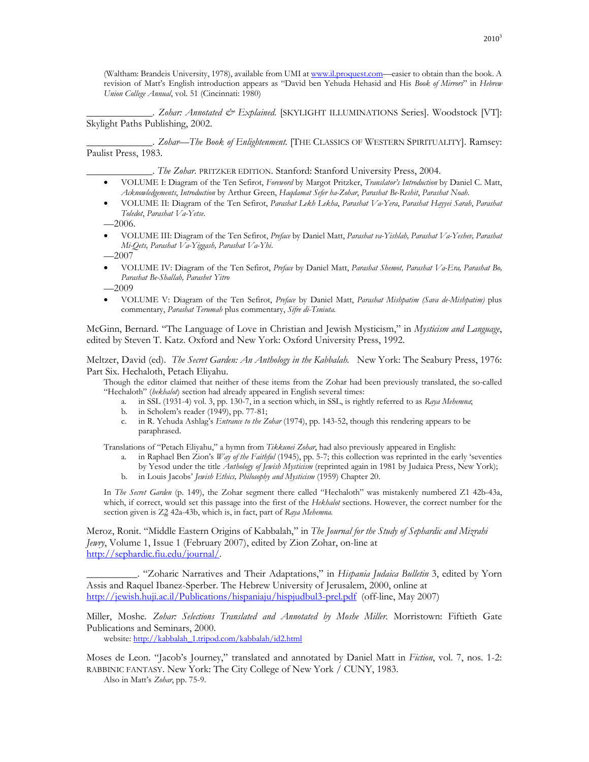(Waltham: Brandeis University, 1978), available from UMI at [www.il.proquest.com](http://www.il.proquest.com)—easier to obtain than the book. A revision of Matt's English introduction appears as "David ben Yehuda Hehasid and His *Book of Mirrors*" in *Hebrew Union College Annual*, vol. 51 (Cincinnati: 1980)

____________. *Zohar: Annotated & Explained.* [SKYLIGHT ILLUMINATIONS Series]. Woodstock [VT]: Skylight Paths Publishing, 2002.

____________. *Zohar—The Book of Enlightenment.* [THE CLASSICS OF WESTERN SPIRITUALITY]. Ramsey: Paulist Press, 1983.

____________. *The Zohar.* PRITZKER EDITION. Stanford: Stanford University Press, 2004.

- VOLUME I: Diagram of the Ten Sefirot, *Foreword* by Margot Pritzker, *Translator's Introduction* by Daniel C. Matt, *Acknowledgements*, *Introduction* by Arthur Green, *Haqdamat Sefer ha-Zohar*, *Parashat Be-Reshit*, *Parashat Noah*.
- VOLUME II: Diagram of the Ten Sefirot, *Parashat Lekh Lekha*, *Parashat Va-Yera*, *Parashat Hayyei Sarah*, *Parashat Toledot*, *Parashat Va-Yetse*.

—2006.

- VOLUME III: Diagram of the Ten Sefirot, *Preface* by Daniel Matt, *Parashat va-Yishlah, Parashat Va-Yeshev, Parashat Mi-Qets, Parashat Va-Yiggash, Parashat Va-Yhi*.

—2007

- VOLUME IV: Diagram of the Ten Sefirot, *Preface* by Daniel Matt, *Parashat Shemot, Parashat Va-Era, Parashat Bo, Parashat Be-Shallah, Parashet Yitro*

—2009

- VOLUME V: Diagram of the Ten Sefirot, *Preface* by Daniel Matt, *Parashat Mishpatim (Sava de-Mishpatim)* plus commentary, *Parashat Terumah* plus commentary, *Sifre di-Tsniuta.*

McGinn, Bernard. "The Language of Love in Christian and Jewish Mysticism," in *Mysticism and Language*, edited by Steven T. Katz. Oxford and New York: Oxford University Press, 1992.

Meltzer, David (ed). *The Secret Garden: An Anthology in the Kabbalah.* New York: The Seabury Press, 1976: Part Six. Hechaloth, Petach Eliyahu.

Though the editor claimed that neither of these items from the Zohar had been previously translated, the so-called "Hechaloth" (*hekhalot*) section had already appeared in English several times:

a. in SSL (1931-4) vol. 3, pp. 130-7, in a section which, in SSL, is rightly referred to as *Raya Mehemna*;
b. in Scholem's reader (1949), pp. 77-81;
c. in R. Yehuda Ashlag's *Entrance to the Zohar* (1974), pp. 143-52, though this rendering appears to be paraphrased.

Translations of "Petach Eliyahu," a hymn from *Tikkunei Zohar*, had also previously appeared in English:

a. in Raphael Ben Zion's *Way of the Faithful* (1945), pp. 5-7; this collection was reprinted in the early 'seventies by Yesod under the title *Anthology of Jewish Mysticism* (reprinted again in 1981 by Judaica Press, New York);
b. in Louis Jacobs' *Jewish Ethics, Philosophy and Mysticism* (1959) Chapter 20.

In *The Secret Garden* (p. 149), the Zohar segment there called "Hechaloth" was mistakenly numbered Z1 42b-43a, which, if correct, would set this passage into the first of the *Hekhalot* sections. However, the correct number for the section given is Z2 42a-43b, which is, in fact, part of *Raya Mehemna*.

Meroz, Ronit. "Middle Eastern Origins of Kabbalah," in *The Journal for the Study of Sephardic and Mizrahi Jewry*, Volume 1, Issue 1 (February 2007), edited by Zion Zohar, on-line at [http://sephardic.fiu.edu/journal/](http://sephardic.fiu.edu/journal/).

_________. "Zoharic Narratives and Their Adaptations," in *Hispania Judaica Bulletin* 3, edited by Yorn Assis and Raquel Ibanez-Sperber. The Hebrew University of Jerusalem, 2000, online at [http://jewish.huji.ac.il/Publications/hispaniaju/hispjudbul3-prel.pdf](http://jewish.huji.ac.il/Publications/hispaniaju/hispjudbul3-prel.pdf) (off-line, May 2007)

Miller, Moshe. *Zohar: Selections Translated and Annotated by Moshe Miller.* Morristown: Fiftieth Gate Publications and Seminars, 2000.

website: [http://kabbalah_1.tripod.com/kabbalah/id2.html](http://kabbalah_1.tripod.com/kabbalah/id2.html)

Moses de Leon. "Jacob's Journey," translated and annotated by Daniel Matt in *Fiction*, vol. 7, nos. 1-2: RABBINIC FANTASY. New York: The City College of New York / CUNY, 1983.

Also in Matt's *Zohar*, pp. 75-9.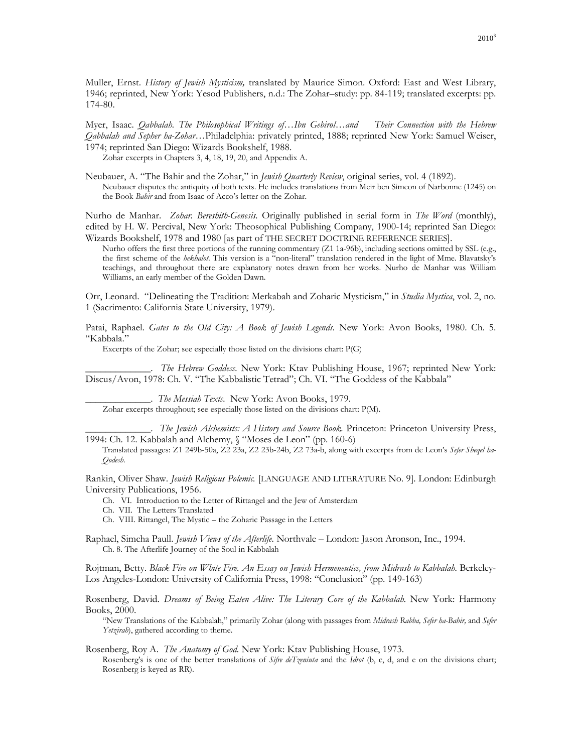Muller, Ernst. *History of Jewish Mysticism,* translated by Maurice Simon. Oxford: East and West Library, 1946; reprinted, New York: Yesod Publishers, n.d.: The Zohar–study: pp. 84-119; translated excerpts: pp. 174-80.

Myer, Isaac. *Qabbalah. The Philosophical Writings of…Ibn Gebirol…and Their Connection with the Hebrew Qabbalah and Sepher ha-Zohar…*Philadelphia: privately printed, 1888; reprinted New York: Samuel Weiser, 1974; reprinted San Diego: Wizards Bookshelf, 1988.

Zohar excerpts in Chapters 3, 4, 18, 19, 20, and Appendix A.

Neubauer, A. "The Bahir and the Zohar," in *Jewish Quarterly Review*, original series, vol. 4 (1892).

Neubauer disputes the antiquity of both texts. He includes translations from Meir ben Simeon of Narbonne (1245) on the Book *Bahir* and from Isaac of Acco's letter on the Zohar.

Nurho de Manhar. *Zohar. Bereshith-Genesis.* Originally published in serial form in *The Word* (monthly), edited by H. W. Percival, New York: Theosophical Publishing Company, 1900-14; reprinted San Diego: Wizards Bookshelf, 1978 and 1980 [as part of THE SECRET DOCTRINE REFERENCE SERIES].

Nurho offers the first three portions of the running commentary (Z1 1a-96b), including sections omitted by SSL (e.g., the first scheme of the *hekhalot*. This version is a "non-literal" translation rendered in the light of Mme. Blavatsky's teachings, and throughout there are explanatory notes drawn from her works. Nurho de Manhar was William Williams, an early member of the Golden Dawn.

Orr, Leonard. "Delineating the Tradition: Merkabah and Zoharic Mysticism," in *Studia Mystica*, vol. 2, no. 1 (Sacrimento: California State University, 1979).

Patai, Raphael. *Gates to the Old City: A Book of Jewish Legends.* New York: Avon Books, 1980. Ch. 5. "Kabbala."

Excerpts of the Zohar; see especially those listed on the divisions chart: P(G)

\_\_\_\_\_\_\_\_\_\_\_\_\_. *The Hebrew Goddess.* New York: Ktav Publishing House, 1967; reprinted New York: Discus/Avon, 1978: Ch. V. "The Kabbalistic Tetrad"; Ch. VI. "The Goddess of the Kabbala"

\_\_\_\_\_\_\_\_\_\_\_\_\_. *The Messiah Texts.* New York: Avon Books, 1979.

Zohar excerpts throughout; see especially those listed on the divisions chart: P(M).

\_\_\_\_\_\_\_\_\_\_\_\_\_. *The Jewish Alchemists: A History and Source Book.* Princeton: Princeton University Press, 1994: Ch. 12. Kabbalah and Alchemy, § "Moses de Leon" (pp. 160-6)

Translated passages: Z1 249b-50a, Z2 23a, Z2 23b-24b, Z2 73a-b, along with excerpts from de Leon's *Sefer Sheqel ha-Qodesh.*

Rankin, Oliver Shaw. *Jewish Religious Polemic.* [LANGUAGE AND LITERATURE No. 9]. London: Edinburgh University Publications, 1956.

Ch. VI. Introduction to the Letter of Rittangel and the Jew of Amsterdam
Ch. VII. The Letters Translated
Ch. VIII. Rittangel, The Mystic – the Zoharic Passage in the Letters

Raphael, Simcha Paull. *Jewish Views of the Afterlife.* Northvale – London: Jason Aronson, Inc., 1994.

Ch. 8. The Afterlife Journey of the Soul in Kabbalah

Rojtman, Betty. *Black Fire on White Fire. An Essay on Jewish Hermeneutics, from Midrash to Kabbalah.* Berkeley-Los Angeles-London: University of California Press, 1998: "Conclusion" (pp. 149-163)

Rosenberg, David. *Dreams of Being Eaten Alive: The Literary Core of the Kabbalah.* New York: Harmony Books, 2000.

"New Translations of the Kabbalah," primarily Zohar (along with passages from *Midrash Rabba, Sefer ha-Bahir,* and *Sefer Yetzirah*), gathered according to theme.

Rosenberg, Roy A. *The Anatomy of God.* New York: Ktav Publishing House, 1973.

Rosenberg's is one of the better translations of *Sifre deTzeniuta* and the *Idrot* (b, c, d, and e on the divisions chart; Rosenberg is keyed as RR).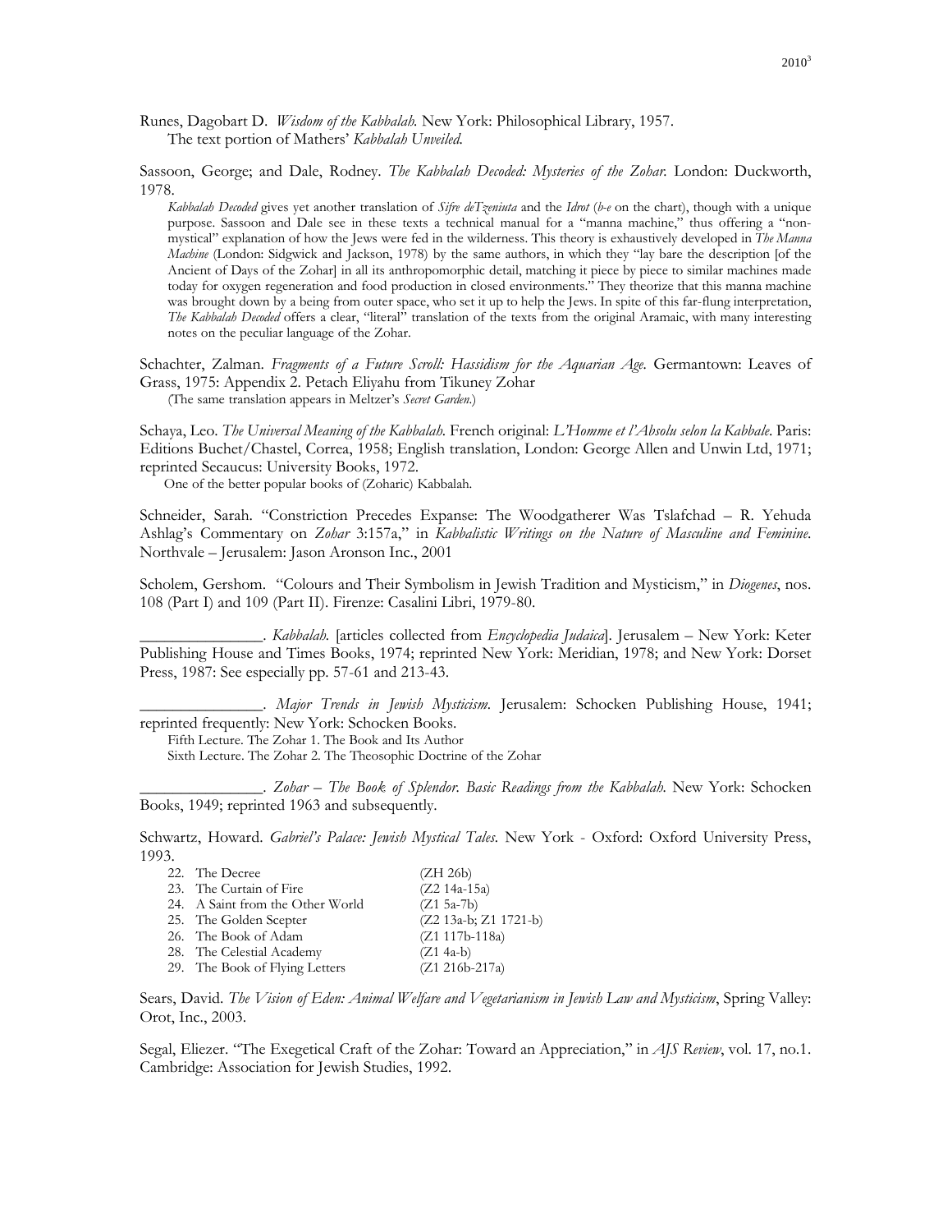Runes, Dagobart D. *Wisdom of the Kabbalah.* New York: Philosophical Library, 1957.
The text portion of Mathers' *Kabbalah Unveiled.*

Sassoon, George; and Dale, Rodney. *The Kabbalah Decoded: Mysteries of the Zohar.* London: Duckworth, 1978.

*Kabbalah Decoded* gives yet another translation of *Sifre deTzeniuta* and the *Idrot* (*b-e* on the chart), though with a unique purpose. Sassoon and Dale see in these texts a technical manual for a "manna machine," thus offering a "non-mystical" explanation of how the Jews were fed in the wilderness. This theory is exhaustively developed in *The Manna Machine* (London: Sidgwick and Jackson, 1978) by the same authors, in which they "lay bare the description [of the Ancient of Days of the Zohar] in all its anthropomorphic detail, matching it piece by piece to similar machines made today for oxygen regeneration and food production in closed environments." They theorize that this manna machine was brought down by a being from outer space, who set it up to help the Jews. In spite of this far-flung interpretation, *The Kabbalah Decoded* offers a clear, "literal" translation of the texts from the original Aramaic, with many interesting notes on the peculiar language of the Zohar.

Schachter, Zalman. *Fragments of a Future Scroll: Hassidism for the Aquarian Age.* Germantown: Leaves of Grass, 1975: Appendix 2. Petach Eliyahu from Tikuney Zohar
(The same translation appears in Meltzer's *Secret Garden.*)

Schaya, Leo. *The Universal Meaning of the Kabbalah.* French original: *L'Homme et l'Absolu selon la Kabbale.* Paris: Editions Buchet/Chastel, Correa, 1958; English translation, London: George Allen and Unwin Ltd, 1971; reprinted Secaucus: University Books, 1972.
One of the better popular books of (Zoharic) Kabbalah.

Schneider, Sarah. "Constriction Precedes Expanse: The Woodgatherer Was Tslafchad – R. Yehuda Ashlag's Commentary on *Zohar* 3:157a," in *Kabbalistic Writings on the Nature of Masculine and Feminine.* Northvale – Jerusalem: Jason Aronson Inc., 2001

Scholem, Gershom. "Colours and Their Symbolism in Jewish Tradition and Mysticism," in *Diogenes*, nos. 108 (Part I) and 109 (Part II). Firenze: Casalini Libri, 1979-80.

\_\_\_\_\_\_\_\_\_\_\_\_\_\_\_. *Kabbalah.* [articles collected from *Encyclopedia Judaica*]. Jerusalem – New York: Keter Publishing House and Times Books, 1974; reprinted New York: Meridian, 1978; and New York: Dorset Press, 1987: See especially pp. 57-61 and 213-43.

\_\_\_\_\_\_\_\_\_\_\_\_\_\_\_. *Major Trends in Jewish Mysticism.* Jerusalem: Schocken Publishing House, 1941; reprinted frequently: New York: Schocken Books.
Fifth Lecture. The Zohar 1. The Book and Its Author
Sixth Lecture. The Zohar 2. The Theosophic Doctrine of the Zohar

\_\_\_\_\_\_\_\_\_\_\_\_\_\_\_. *Zohar – The Book of Splendor. Basic Readings from the Kabbalah.* New York: Schocken Books, 1949; reprinted 1963 and subsequently.

Schwartz, Howard. *Gabriel's Palace: Jewish Mystical Tales.* New York - Oxford: Oxford University Press, 1993.

| | | |
|---|---|---|
| 22. | The Decree | (ZH 26b) |
| 23. | The Curtain of Fire | (Z2 14a-15a) |
| 24. | A Saint from the Other World | (Z1 5a-7b) |
| 25. | The Golden Scepter | (Z2 13a-b; Z1 1721-b) |
| 26. | The Book of Adam | (Z1 117b-118a) |
| 28. | The Celestial Academy | (Z1 4a-b) |
| 29. | The Book of Flying Letters | (Z1 216b-217a) |

Sears, David. *The Vision of Eden: Animal Welfare and Vegetarianism in Jewish Law and Mysticism*, Spring Valley: Orot, Inc., 2003.

Segal, Eliezer. "The Exegetical Craft of the Zohar: Toward an Appreciation," in *AJS Review*, vol. 17, no.1. Cambridge: Association for Jewish Studies, 1992.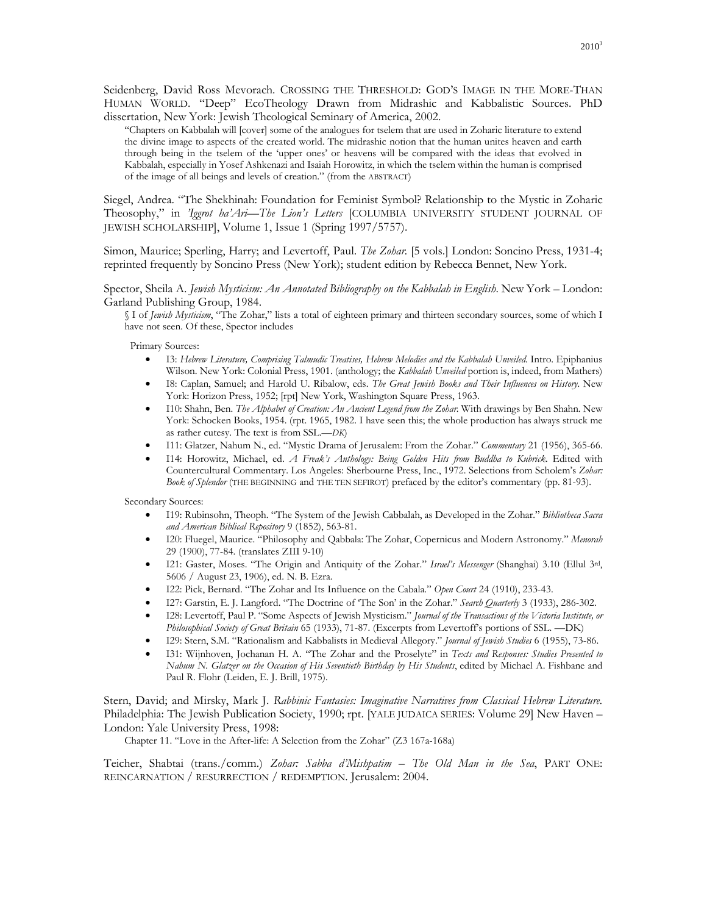Seidenberg, David Ross Mevorach. CROSSING THE THRESHOLD: GOD'S IMAGE IN THE MORE-THAN HUMAN WORLD. "Deep" EcoTheology Drawn from Midrashic and Kabbalistic Sources. PhD dissertation, New York: Jewish Theological Seminary of America, 2002.

> "Chapters on Kabbalah will [cover] some of the analogues for tselem that are used in Zoharic literature to extend the divine image to aspects of the created world. The midrashic notion that the human unites heaven and earth through being in the tselem of the 'upper ones' or heavens will be compared with the ideas that evolved in Kabbalah, especially in Yosef Ashkenazi and Isaiah Horowitz, in which the tselem within the human is comprised of the image of all beings and levels of creation." (from the ABSTRACT)

Siegel, Andrea. "The Shekhinah: Foundation for Feminist Symbol? Relationship to the Mystic in Zoharic Theosophy," in *'Iggrot ha'Ari—The Lion's Letters* [COLUMBIA UNIVERSITY STUDENT JOURNAL OF JEWISH SCHOLARSHIP], Volume 1, Issue 1 (Spring 1997/5757).

Simon, Maurice; Sperling, Harry; and Levertoff, Paul. *The Zohar.* [5 vols.] London: Soncino Press, 1931-4; reprinted frequently by Soncino Press (New York); student edition by Rebecca Bennet, New York.

Spector, Sheila A. *Jewish Mysticism: An Annotated Bibliography on the Kabbalah in English*. New York – London: Garland Publishing Group, 1984.

§ I of *Jewish Mysticism*, "The Zohar," lists a total of eighteen primary and thirteen secondary sources, some of which I have not seen. Of these, Spector includes

Primary Sources:

- I3: *Hebrew Literature, Comprising Talmudic Treatises, Hebrew Melodies and the Kabbalah Unveiled.* Intro. Epiphanius Wilson. New York: Colonial Press, 1901. (anthology; the *Kabbalah Unveiled* portion is, indeed, from Mathers)
- I8: Caplan, Samuel; and Harold U. Ribalow, eds. *The Great Jewish Books and Their Influences on History.* New York: Horizon Press, 1952; [rpt] New York, Washington Square Press, 1963.
- I10: Shahn, Ben. *The Alphabet of Creation: An Ancient Legend from the Zohar.* With drawings by Ben Shahn. New York: Schocken Books, 1954. (rpt. 1965, 1982. I have seen this; the whole production has always struck me as rather cutesy. The text is from SSL.—*DK*)
- I11: Glatzer, Nahum N., ed. "Mystic Drama of Jerusalem: From the Zohar." *Commentary* 21 (1956), 365-66.
- I14: Horowitz, Michael, ed. *A Freak's Anthology: Being Golden Hits from Buddha to Kubrick.* Edited with Countercultural Commentary. Los Angeles: Sherbourne Press, Inc., 1972. Selections from Scholem's *Zohar: Book of Splendor* (THE BEGINNING and THE TEN SEFIROT) prefaced by the editor's commentary (pp. 81-93).

Secondary Sources:

- I19: Rubinsohn, Theoph. "The System of the Jewish Cabbalah, as Developed in the Zohar." *Bibliotheca Sacra and American Biblical Repository* 9 (1852), 563-81.
- I20: Fluegel, Maurice. "Philosophy and Qabbala: The Zohar, Copernicus and Modern Astronomy." *Menorah* 29 (1900), 77-84. (translates ZIII 9-10)
- I21: Gaster, Moses. "The Origin and Antiquity of the Zohar." *Israel's Messenger* (Shanghai) 3.10 (Ellul 3rd, 5606 / August 23, 1906), ed. N. B. Ezra.
- I22: Pick, Bernard. "The Zohar and Its Influence on the Cabala." *Open Court* 24 (1910), 233-43.
- I27: Garstin, E. J. Langford. "The Doctrine of 'The Son' in the Zohar." *Search Quarterly* 3 (1933), 286-302.
- I28: Levertoff, Paul P. "Some Aspects of Jewish Mysticism." *Journal of the Transactions of the Victoria Institute, or Philosophical Society of Great Britain* 65 (1933), 71-87. (Excerpts from Levertoff's portions of SSL. —DK)
- I29: Stern, S.M. "Rationalism and Kabbalists in Medieval Allegory." *Journal of Jewish Studies* 6 (1955), 73-86.
- I31: Wijnhoven, Jochanan H. A. "The Zohar and the Proselyte" in *Texts and Responses: Studies Presented to Nahum N. Glatzer on the Occasion of His Seventieth Birthday by His Students*, edited by Michael A. Fishbane and Paul R. Flohr (Leiden, E. J. Brill, 1975).

Stern, David; and Mirsky, Mark J. *Rabbinic Fantasies: Imaginative Narratives from Classical Hebrew Literature.* Philadelphia: The Jewish Publication Society, 1990; rpt. [YALE JUDAICA SERIES: Volume 29] New Haven – London: Yale University Press, 1998:

Chapter 11. "Love in the After-life: A Selection from the Zohar" (Z3 167a-168a)

Teicher, Shabtai (trans./comm.) *Zohar: Sabba d'Mishpatim – The Old Man in the Sea*, PART ONE: REINCARNATION / RESURRECTION / REDEMPTION. Jerusalem: 2004.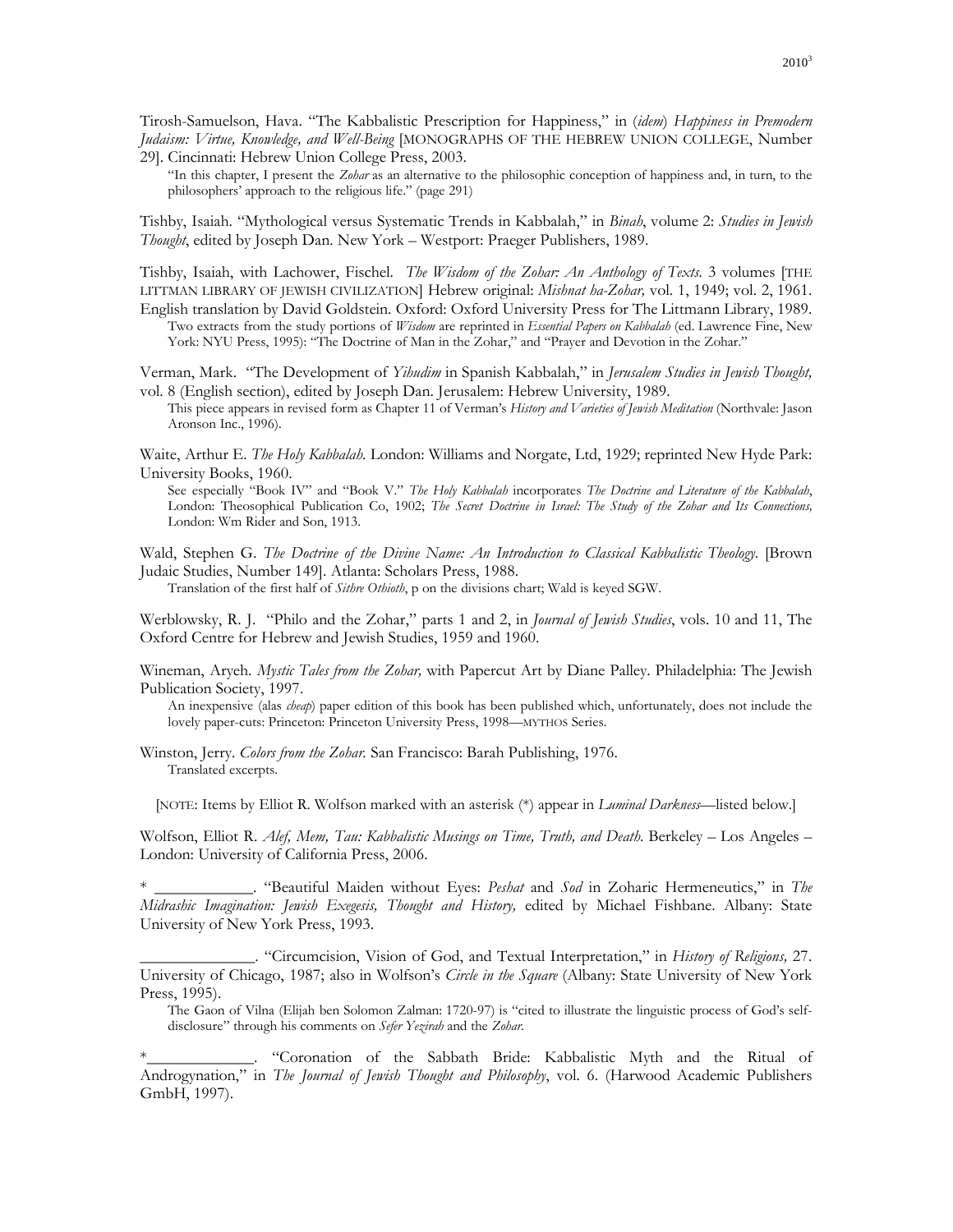Tirosh-Samuelson, Hava. "The Kabbalistic Prescription for Happiness," in (*idem*) *Happiness in Premodern Judaism: Virtue, Knowledge, and Well-Being* [MONOGRAPHS OF THE HEBREW UNION COLLEGE, Number 29]. Cincinnati: Hebrew Union College Press, 2003.

> "In this chapter, I present the *Zohar* as an alternative to the philosophic conception of happiness and, in turn, to the philosophers' approach to the religious life." (page 291)

Tishby, Isaiah. "Mythological versus Systematic Trends in Kabbalah," in *Binah*, volume 2: *Studies in Jewish Thought*, edited by Joseph Dan. New York – Westport: Praeger Publishers, 1989.

Tishby, Isaiah, with Lachower, Fischel. *The Wisdom of the Zohar: An Anthology of Texts.* 3 volumes [THE LITTMAN LIBRARY OF JEWISH CIVILIZATION] Hebrew original: *Mishnat ha-Zohar,* vol. 1, 1949; vol. 2, 1961. English translation by David Goldstein. Oxford: Oxford University Press for The Littmann Library, 1989.

> Two extracts from the study portions of *Wisdom* are reprinted in *Essential Papers on Kabbalah* (ed. Lawrence Fine, New York: NYU Press, 1995): "The Doctrine of Man in the Zohar," and "Prayer and Devotion in the Zohar."

Verman, Mark. "The Development of *Yihudim* in Spanish Kabbalah," in *Jerusalem Studies in Jewish Thought,* vol. 8 (English section), edited by Joseph Dan. Jerusalem: Hebrew University, 1989.

> This piece appears in revised form as Chapter 11 of Verman's *History and Varieties of Jewish Meditation* (Northvale: Jason Aronson Inc., 1996).

Waite, Arthur E. *The Holy Kabbalah.* London: Williams and Norgate, Ltd, 1929; reprinted New Hyde Park: University Books, 1960.

> See especially "Book IV" and "Book V." *The Holy Kabbalah* incorporates *The Doctrine and Literature of the Kabbalah*, London: Theosophical Publication Co, 1902; *The Secret Doctrine in Israel: The Study of the Zohar and Its Connections,* London: Wm Rider and Son, 1913.

Wald, Stephen G. *The Doctrine of the Divine Name: An Introduction to Classical Kabbalistic Theology.* [Brown Judaic Studies, Number 149]. Atlanta: Scholars Press, 1988.

> Translation of the first half of *Sithre Othioth*, p on the divisions chart; Wald is keyed SGW.

Werblowsky, R. J. "Philo and the Zohar," parts 1 and 2, in *Journal of Jewish Studies*, vols. 10 and 11, The Oxford Centre for Hebrew and Jewish Studies, 1959 and 1960.

Wineman, Aryeh. *Mystic Tales from the Zohar,* with Papercut Art by Diane Palley. Philadelphia: The Jewish Publication Society, 1997.

> An inexpensive (alas *cheap*) paper edition of this book has been published which, unfortunately, does not include the lovely paper-cuts: Princeton: Princeton University Press, 1998—MYTHOS Series.

Winston, Jerry. *Colors from the Zohar.* San Francisco: Barah Publishing, 1976.

> Translated excerpts.

[NOTE: Items by Elliot R. Wolfson marked with an asterisk (*) appear in *Luminal Darkness*—listed below.]

Wolfson, Elliot R. *Alef, Mem, Tau: Kabbalistic Musings on Time, Truth, and Death.* Berkeley – Los Angeles – London: University of California Press, 2006.

\* ____________. "Beautiful Maiden without Eyes: *Peshat* and *Sod* in Zoharic Hermeneutics," in *The Midrashic Imagination: Jewish Exegesis, Thought and History,* edited by Michael Fishbane. Albany: State University of New York Press, 1993.

______________. "Circumcision, Vision of God, and Textual Interpretation," in *History of Religions,* 27. University of Chicago, 1987; also in Wolfson's *Circle in the Square* (Albany: State University of New York Press, 1995).

> The Gaon of Vilna (Elijah ben Solomon Zalman: 1720-97) is "cited to illustrate the linguistic process of God's self-disclosure" through his comments on *Sefer Yezirah* and the *Zohar.*

*_____________. "Coronation of the Sabbath Bride: Kabbalistic Myth and the Ritual of Androgynation," in *The Journal of Jewish Thought and Philosophy*, vol. 6. (Harwood Academic Publishers GmbH, 1997).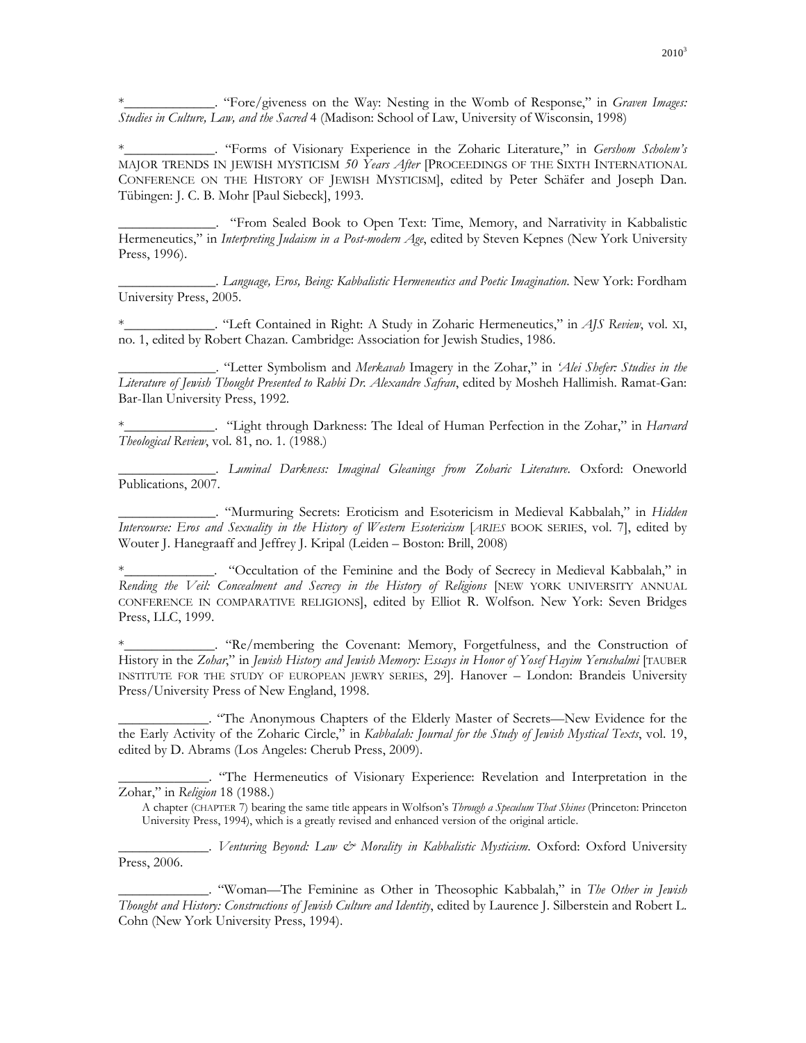*_____________. "Fore/giveness on the Way: Nesting in the Womb of Response," in *Graven Images: Studies in Culture, Law, and the Sacred* 4 (Madison: School of Law, University of Wisconsin, 1998)

*_____________. "Forms of Visionary Experience in the Zoharic Literature," in *Gershom Scholem's* MAJOR TRENDS IN JEWISH MYSTICISM *50 Years After* [PROCEEDINGS OF THE SIXTH INTERNATIONAL CONFERENCE ON THE HISTORY OF JEWISH MYSTICISM], edited by Peter Schäfer and Joseph Dan. Tübingen: J. C. B. Mohr [Paul Siebeck], 1993.

______________. "From Sealed Book to Open Text: Time, Memory, and Narrativity in Kabbalistic Hermeneutics," in *Interpreting Judaism in a Post-modern Age*, edited by Steven Kepnes (New York University Press, 1996).

______________. *Language, Eros, Being: Kabbalistic Hermeneutics and Poetic Imagination*. New York: Fordham University Press, 2005.

*_____________. "Left Contained in Right: A Study in Zoharic Hermeneutics," in *AJS Review*, vol. XI, no. 1, edited by Robert Chazan. Cambridge: Association for Jewish Studies, 1986.

______________. "Letter Symbolism and *Merkavah* Imagery in the Zohar," in *'Alei Shefer: Studies in the Literature of Jewish Thought Presented to Rabbi Dr. Alexandre Safran*, edited by Mosheh Hallimish. Ramat-Gan: Bar-Ilan University Press, 1992.

*_____________. "Light through Darkness: The Ideal of Human Perfection in the Zohar," in *Harvard Theological Review*, vol. 81, no. 1. (1988.)

______________. *Luminal Darkness: Imaginal Gleanings from Zoharic Literature*. Oxford: Oneworld Publications, 2007.

______________. "Murmuring Secrets: Eroticism and Esotericism in Medieval Kabbalah," in *Hidden Intercourse: Eros and Sexuality in the History of Western Esotericism* [*ARIES* BOOK SERIES, vol. 7], edited by Wouter J. Hanegraaff and Jeffrey J. Kripal (Leiden – Boston: Brill, 2008)

*_____________. "Occultation of the Feminine and the Body of Secrecy in Medieval Kabbalah," in *Rending the Veil: Concealment and Secrecy in the History of Religions* [NEW YORK UNIVERSITY ANNUAL CONFERENCE IN COMPARATIVE RELIGIONS], edited by Elliot R. Wolfson. New York: Seven Bridges Press, LLC, 1999.

*_____________. "Re/membering the Covenant: Memory, Forgetfulness, and the Construction of History in the *Zohar*," in *Jewish History and Jewish Memory: Essays in Honor of Yosef Hayim Yerushalmi* [TAUBER INSTITUTE FOR THE STUDY OF EUROPEAN JEWRY SERIES, 29]. Hanover – London: Brandeis University Press/University Press of New England, 1998.

_____________. "The Anonymous Chapters of the Elderly Master of Secrets—New Evidence for the the Early Activity of the Zoharic Circle," in *Kabbalah: Journal for the Study of Jewish Mystical Texts*, vol. 19, edited by D. Abrams (Los Angeles: Cherub Press, 2009).

_____________. "The Hermeneutics of Visionary Experience: Revelation and Interpretation in the Zohar," in *Religion* 18 (1988.)

A chapter (CHAPTER 7) bearing the same title appears in Wolfson's *Through a Speculum That Shines* (Princeton: Princeton University Press, 1994), which is a greatly revised and enhanced version of the original article.

_____________. *Venturing Beyond: Law & Morality in Kabbalistic Mysticism*. Oxford: Oxford University Press, 2006.

_____________. "Woman—The Feminine as Other in Theosophic Kabbalah," in *The Other in Jewish Thought and History: Constructions of Jewish Culture and Identity*, edited by Laurence J. Silberstein and Robert L. Cohn (New York University Press, 1994).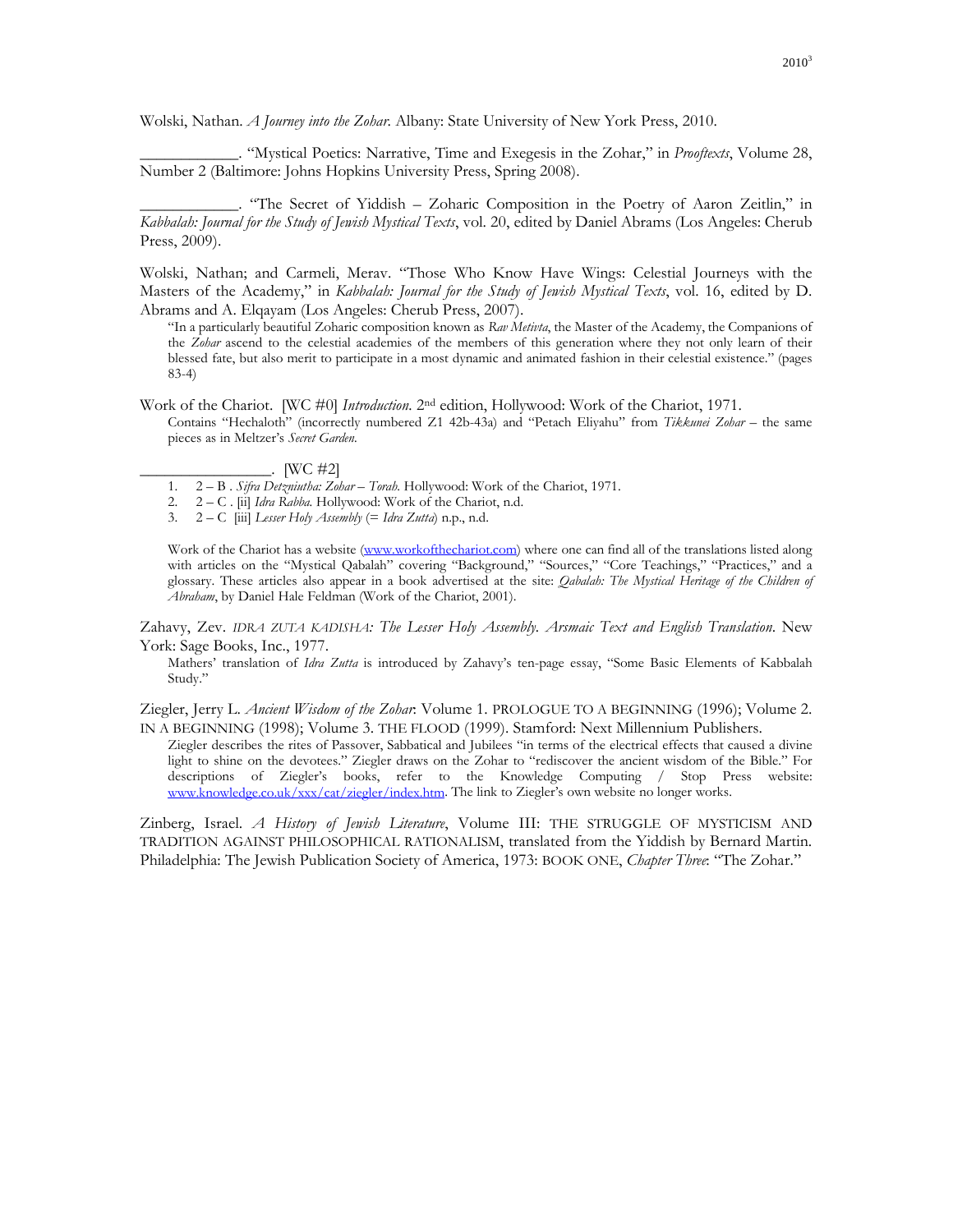Wolski, Nathan. *A Journey into the Zohar.* Albany: State University of New York Press, 2010.

___________. "Mystical Poetics: Narrative, Time and Exegesis in the Zohar," in *Prooftexts*, Volume 28, Number 2 (Baltimore: Johns Hopkins University Press, Spring 2008).

___________. "The Secret of Yiddish – Zoharic Composition in the Poetry of Aaron Zeitlin," in *Kabbalah: Journal for the Study of Jewish Mystical Texts*, vol. 20, edited by Daniel Abrams (Los Angeles: Cherub Press, 2009).

Wolski, Nathan; and Carmeli, Merav. "Those Who Know Have Wings: Celestial Journeys with the Masters of the Academy," in *Kabbalah: Journal for the Study of Jewish Mystical Texts*, vol. 16, edited by D. Abrams and A. Elqayam (Los Angeles: Cherub Press, 2007).

> "In a particularly beautiful Zoharic composition known as *Rav Metivta*, the Master of the Academy, the Companions of the *Zohar* ascend to the celestial academies of the members of this generation where they not only learn of their blessed fate, but also merit to participate in a most dynamic and animated fashion in their celestial existence." (pages 83-4)

Work of the Chariot. [WC #0] *Introduction.* 2nd edition, Hollywood: Work of the Chariot, 1971.

> Contains "Hechaloth" (incorrectly numbered Z1 42b-43a) and "Petach Eliyahu" from *Tikkunei Zohar* – the same pieces as in Meltzer's *Secret Garden.*

_______________. [WC #2]

1. 2 – B . *Sifra Detzniutha: Zohar – Torah.* Hollywood: Work of the Chariot, 1971.
2. 2 – C . [ii] *Idra Rabba.* Hollywood: Work of the Chariot, n.d.
3. 2 – C [iii] *Lesser Holy Assembly* (= *Idra Zutta*) n.p., n.d.

> Work of the Chariot has a website (www.workofthechariot.com) where one can find all of the translations listed along with articles on the "Mystical Qabalah" covering "Background," "Sources," "Core Teachings," "Practices," and a glossary. These articles also appear in a book advertised at the site: *Qabalah: The Mystical Heritage of the Children of Abraham*, by Daniel Hale Feldman (Work of the Chariot, 2001).

Zahavy, Zev. *IDRA ZUTA KADISHA: The Lesser Holy Assembly. Arsmaic Text and English Translation.* New York: Sage Books, Inc., 1977.

> Mathers' translation of *Idra Zutta* is introduced by Zahavy's ten-page essay, "Some Basic Elements of Kabbalah Study."

Ziegler, Jerry L. *Ancient Wisdom of the Zohar*: Volume 1. PROLOGUE TO A BEGINNING (1996); Volume 2. IN A BEGINNING (1998); Volume 3. THE FLOOD (1999). Stamford: Next Millennium Publishers.

> Ziegler describes the rites of Passover, Sabbatical and Jubilees "in terms of the electrical effects that caused a divine light to shine on the devotees." Ziegler draws on the Zohar to "rediscover the ancient wisdom of the Bible." For descriptions of Ziegler's books, refer to the Knowledge Computing / Stop Press website: www.knowledge.co.uk/xxx/cat/ziegler/index.htm. The link to Ziegler's own website no longer works.

Zinberg, Israel. *A History of Jewish Literature*, Volume III: THE STRUGGLE OF MYSTICISM AND TRADITION AGAINST PHILOSOPHICAL RATIONALISM, translated from the Yiddish by Bernard Martin. Philadelphia: The Jewish Publication Society of America, 1973: BOOK ONE, *Chapter Three*: "The Zohar."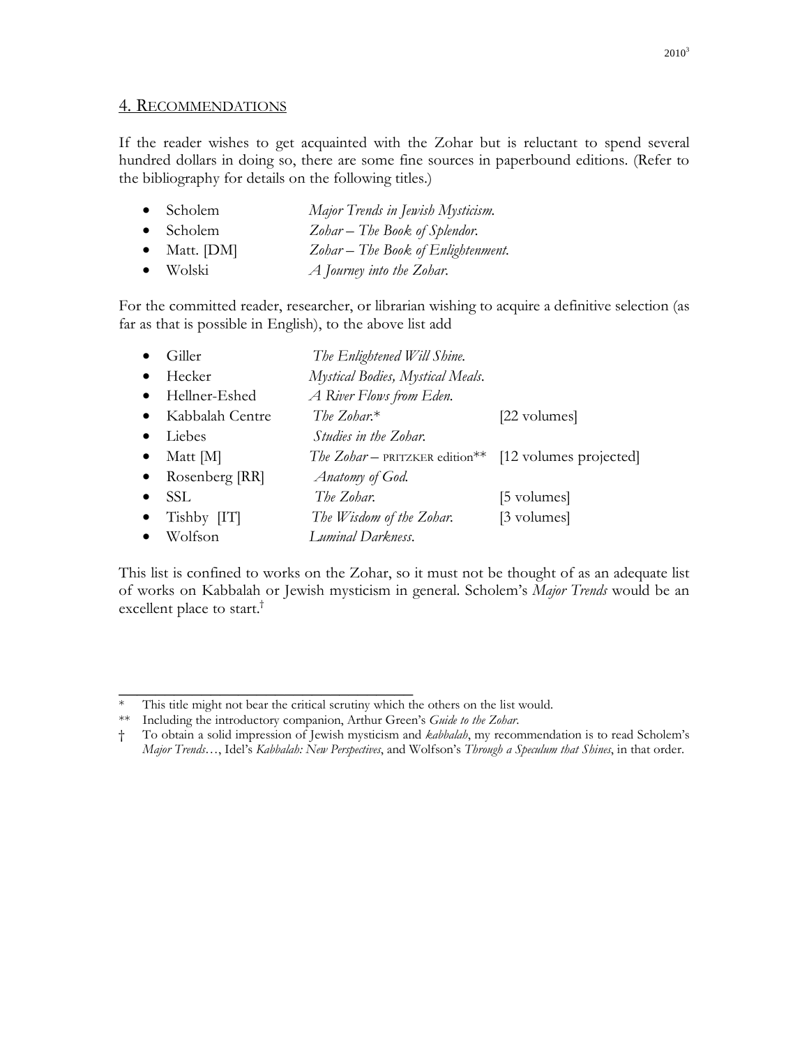## 4. Recommendations

If the reader wishes to get acquainted with the Zohar but is reluctant to spend several hundred dollars in doing so, there are some fine sources in paperbound editions. (Refer to the bibliography for details on the following titles.)

| | |
|---|---|
| • Scholem | *Major Trends in Jewish Mysticism.* |
| • Scholem | *Zohar – The Book of Splendor.* |
| • Matt. [DM] | *Zohar – The Book of Enlightenment.* |
| • Wolski | *A Journey into the Zohar.* |

For the committed reader, researcher, or librarian wishing to acquire a definitive selection (as far as that is possible in English), to the above list add

| | | |
|---|---|---|
| • Giller | *The Enlightened Will Shine.* | |
| • Hecker | *Mystical Bodies, Mystical Meals.* | |
| • Hellner-Eshed | *A River Flows from Eden.* | |
| • Kabbalah Centre | *The Zohar.** | [22 volumes] |
| • Liebes | *Studies in the Zohar.* | |
| • Matt [M] | *The Zohar* – PRITZKER edition** | [12 volumes projected] |
| • Rosenberg [RR] | *Anatomy of God.* | |
| • SSL | *The Zohar.* | [5 volumes] |
| • Tishby [IT] | *The Wisdom of the Zohar.* | [3 volumes] |
| • Wolfson | *Luminal Darkness.* | |

This list is confined to works on the Zohar, so it must not be thought of as an adequate list of works on Kabbalah or Jewish mysticism in general. Scholem's *Major Trends* would be an excellent place to start.†

---

\* This title might not bear the critical scrutiny which the others on the list would.

** Including the introductory companion, Arthur Green's *Guide to the Zohar*.

† To obtain a solid impression of Jewish mysticism and *kabbalah*, my recommendation is to read Scholem's *Major Trends*…, Idel's *Kabbalah: New Perspectives*, and Wolfson's *Through a Speculum that Shines*, in that order.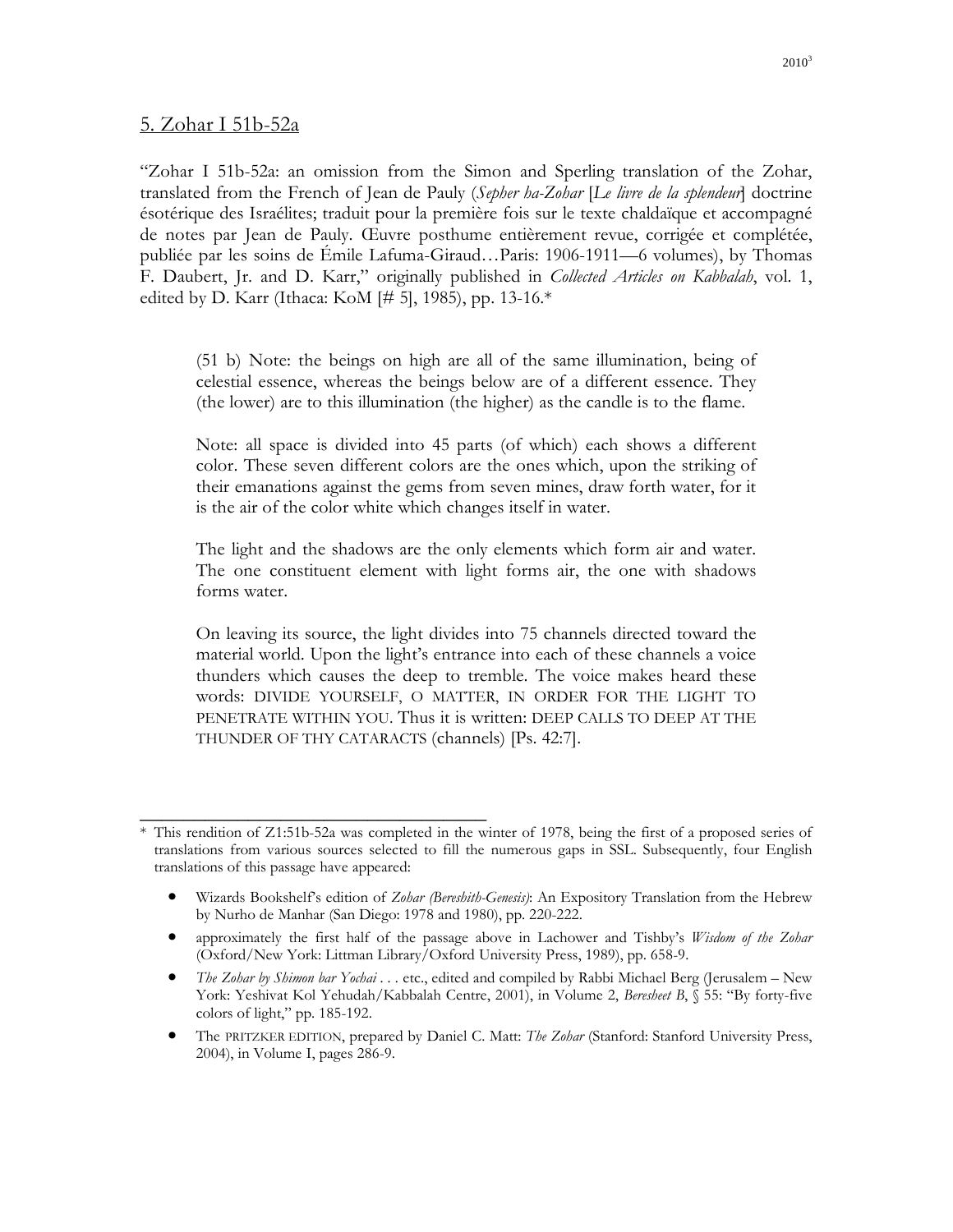## 5. Zohar I 51b-52a

"Zohar I 51b-52a: an omission from the Simon and Sperling translation of the Zohar, translated from the French of Jean de Pauly (*Sepher ha-Zohar* [*Le livre de la splendeur*] doctrine ésotérique des Israélites; traduit pour la première fois sur le texte chaldaïque et accompagné de notes par Jean de Pauly. Œuvre posthume entièrement revue, corrigée et complétée, publiée par les soins de Émile Lafuma-Giraud…Paris: 1906-1911—6 volumes), by Thomas F. Daubert, Jr. and D. Karr," originally published in *Collected Articles on Kabbalah*, vol. 1, edited by D. Karr (Ithaca: KoM [# 5], 1985), pp. 13-16.*

> (51 b) Note: the beings on high are all of the same illumination, being of celestial essence, whereas the beings below are of a different essence. They (the lower) are to this illumination (the higher) as the candle is to the flame.
>
> Note: all space is divided into 45 parts (of which) each shows a different color. These seven different colors are the ones which, upon the striking of their emanations against the gems from seven mines, draw forth water, for it is the air of the color white which changes itself in water.
>
> The light and the shadows are the only elements which form air and water. The one constituent element with light forms air, the one with shadows forms water.
>
> On leaving its source, the light divides into 75 channels directed toward the material world. Upon the light's entrance into each of these channels a voice thunders which causes the deep to tremble. The voice makes heard these words: DIVIDE YOURSELF, O MATTER, IN ORDER FOR THE LIGHT TO PENETRATE WITHIN YOU. Thus it is written: DEEP CALLS TO DEEP AT THE THUNDER OF THY CATARACTS (channels) [Ps. 42:7].

---

\* This rendition of Z1:51b-52a was completed in the winter of 1978, being the first of a proposed series of translations from various sources selected to fill the numerous gaps in SSL. Subsequently, four English translations of this passage have appeared:

- Wizards Bookshelf's edition of *Zohar (Bereshith-Genesis)*: An Expository Translation from the Hebrew by Nurho de Manhar (San Diego: 1978 and 1980), pp. 220-222.
- approximately the first half of the passage above in Lachower and Tishby's *Wisdom of the Zohar* (Oxford/New York: Littman Library/Oxford University Press, 1989), pp. 658-9.
- *The Zohar by Shimon bar Yochai* . . . etc., edited and compiled by Rabbi Michael Berg (Jerusalem – New York: Yeshivat Kol Yehudah/Kabbalah Centre, 2001), in Volume 2, *Beresheet B*, § 55: "By forty-five colors of light," pp. 185-192.
- The PRITZKER EDITION, prepared by Daniel C. Matt: *The Zohar* (Stanford: Stanford University Press, 2004), in Volume I, pages 286-9.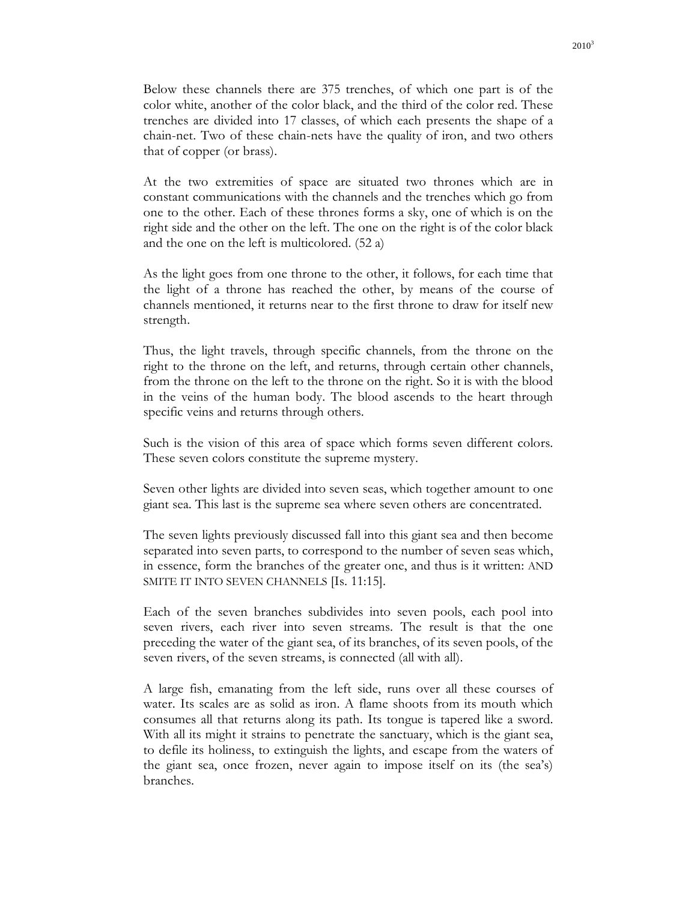Below these channels there are 375 trenches, of which one part is of the color white, another of the color black, and the third of the color red. These trenches are divided into 17 classes, of which each presents the shape of a chain-net. Two of these chain-nets have the quality of iron, and two others that of copper (or brass).

At the two extremities of space are situated two thrones which are in constant communications with the channels and the trenches which go from one to the other. Each of these thrones forms a sky, one of which is on the right side and the other on the left. The one on the right is of the color black and the one on the left is multicolored. (52 a)

As the light goes from one throne to the other, it follows, for each time that the light of a throne has reached the other, by means of the course of channels mentioned, it returns near to the first throne to draw for itself new strength.

Thus, the light travels, through specific channels, from the throne on the right to the throne on the left, and returns, through certain other channels, from the throne on the left to the throne on the right. So it is with the blood in the veins of the human body. The blood ascends to the heart through specific veins and returns through others.

Such is the vision of this area of space which forms seven different colors. These seven colors constitute the supreme mystery.

Seven other lights are divided into seven seas, which together amount to one giant sea. This last is the supreme sea where seven others are concentrated.

The seven lights previously discussed fall into this giant sea and then become separated into seven parts, to correspond to the number of seven seas which, in essence, form the branches of the greater one, and thus is it written: AND SMITE IT INTO SEVEN CHANNELS [Is. 11:15].

Each of the seven branches subdivides into seven pools, each pool into seven rivers, each river into seven streams. The result is that the one preceding the water of the giant sea, of its branches, of its seven pools, of the seven rivers, of the seven streams, is connected (all with all).

A large fish, emanating from the left side, runs over all these courses of water. Its scales are as solid as iron. A flame shoots from its mouth which consumes all that returns along its path. Its tongue is tapered like a sword. With all its might it strains to penetrate the sanctuary, which is the giant sea, to defile its holiness, to extinguish the lights, and escape from the waters of the giant sea, once frozen, never again to impose itself on its (the sea's) branches.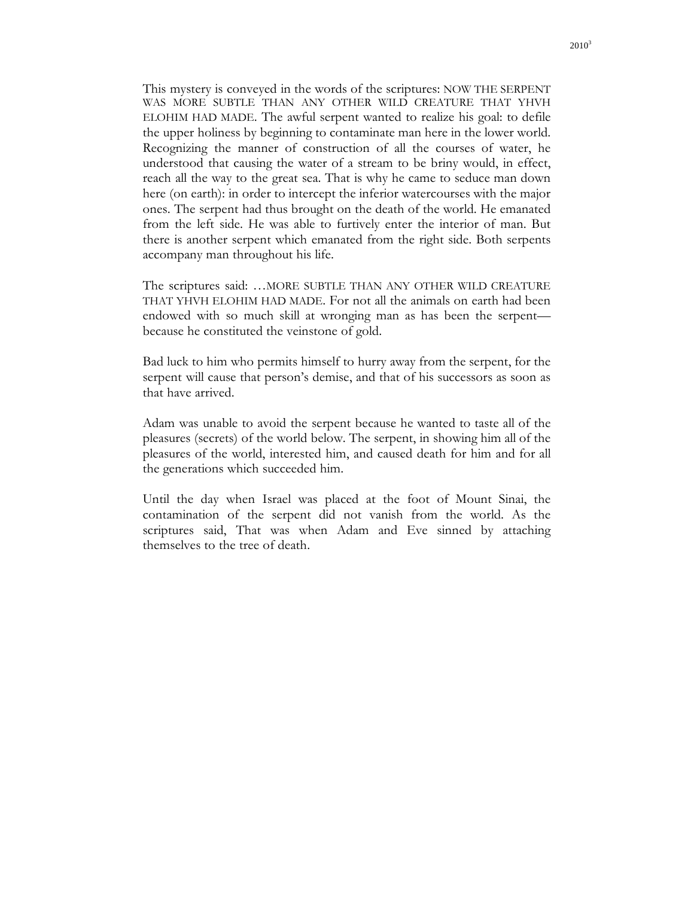This mystery is conveyed in the words of the scriptures: NOW THE SERPENT WAS MORE SUBTLE THAN ANY OTHER WILD CREATURE THAT YHVH ELOHIM HAD MADE. The awful serpent wanted to realize his goal: to defile the upper holiness by beginning to contaminate man here in the lower world. Recognizing the manner of construction of all the courses of water, he understood that causing the water of a stream to be briny would, in effect, reach all the way to the great sea. That is why he came to seduce man down here (on earth): in order to intercept the inferior watercourses with the major ones. The serpent had thus brought on the death of the world. He emanated from the left side. He was able to furtively enter the interior of man. But there is another serpent which emanated from the right side. Both serpents accompany man throughout his life.

The scriptures said: …MORE SUBTLE THAN ANY OTHER WILD CREATURE THAT YHVH ELOHIM HAD MADE. For not all the animals on earth had been endowed with so much skill at wronging man as has been the serpent—because he constituted the veinstone of gold.

Bad luck to him who permits himself to hurry away from the serpent, for the serpent will cause that person's demise, and that of his successors as soon as that have arrived.

Adam was unable to avoid the serpent because he wanted to taste all of the pleasures (secrets) of the world below. The serpent, in showing him all of the pleasures of the world, interested him, and caused death for him and for all the generations which succeeded him.

Until the day when Israel was placed at the foot of Mount Sinai, the contamination of the serpent did not vanish from the world. As the scriptures said, That was when Adam and Eve sinned by attaching themselves to the tree of death.